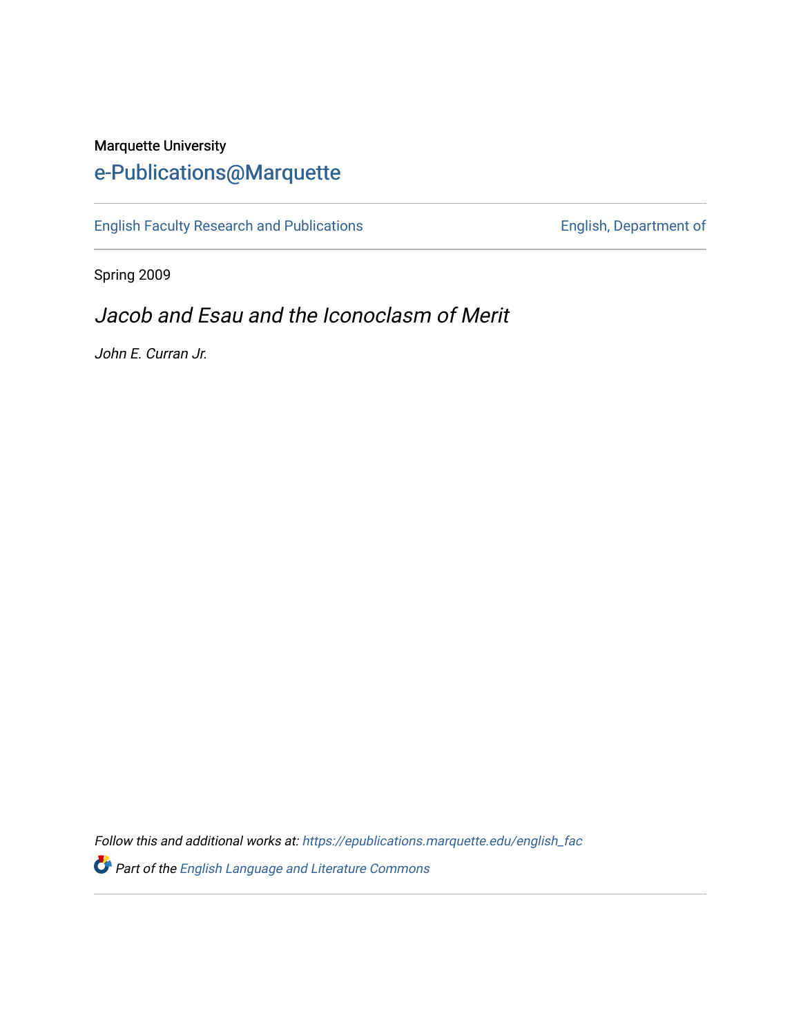Marquette University

# e-Publications@Marquette

English Faculty Research and Publications | English, Department of

Spring 2009

## *Jacob and Esau and the Iconoclasm of Merit*

*John E. Curran Jr.*

*Follow this and additional works at:* https://epublications.marquette.edu/english_fac

*Part of the* English Language and Literature Commons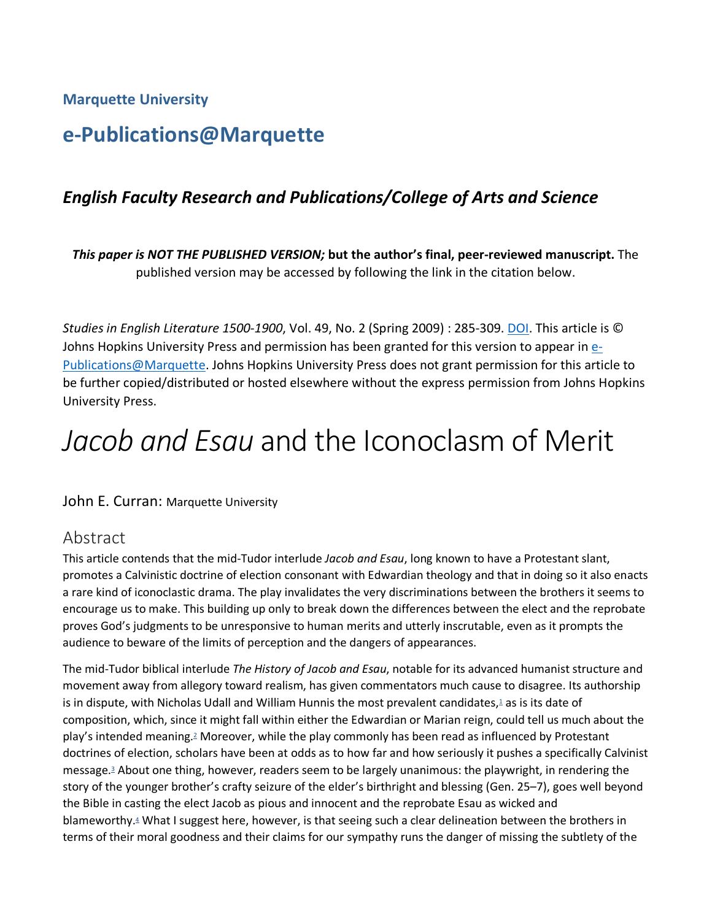Marquette University

# e-Publications@Marquette

### *English Faculty Research and Publications/College of Arts and Science*

***This paper is NOT THE PUBLISHED VERSION;* but the author's final, peer-reviewed manuscript.** The published version may be accessed by following the link in the citation below.

*Studies in English Literature 1500-1900*, Vol. 49, No. 2 (Spring 2009) : 285-309. DOI. This article is © Johns Hopkins University Press and permission has been granted for this version to appear in e-Publications@Marquette. Johns Hopkins University Press does not grant permission for this article to be further copied/distributed or hosted elsewhere without the express permission from Johns Hopkins University Press.

# *Jacob and Esau* and the Iconoclasm of Merit

John E. Curran: Marquette University

## Abstract

This article contends that the mid-Tudor interlude *Jacob and Esau*, long known to have a Protestant slant, promotes a Calvinistic doctrine of election consonant with Edwardian theology and that in doing so it also enacts a rare kind of iconoclastic drama. The play invalidates the very discriminations between the brothers it seems to encourage us to make. This building up only to break down the differences between the elect and the reprobate proves God's judgments to be unresponsive to human merits and utterly inscrutable, even as it prompts the audience to beware of the limits of perception and the dangers of appearances.

The mid-Tudor biblical interlude *The History of Jacob and Esau*, notable for its advanced humanist structure and movement away from allegory toward realism, has given commentators much cause to disagree. Its authorship is in dispute, with Nicholas Udall and William Hunnis the most prevalent candidates,[1] as is its date of composition, which, since it might fall within either the Edwardian or Marian reign, could tell us much about the play's intended meaning.[2] Moreover, while the play commonly has been read as influenced by Protestant doctrines of election, scholars have been at odds as to how far and how seriously it pushes a specifically Calvinist message.[3] About one thing, however, readers seem to be largely unanimous: the playwright, in rendering the story of the younger brother's crafty seizure of the elder's birthright and blessing (Gen. 25–7), goes well beyond the Bible in casting the elect Jacob as pious and innocent and the reprobate Esau as wicked and blameworthy.[4] What I suggest here, however, is that seeing such a clear delineation between the brothers in terms of their moral goodness and their claims for our sympathy runs the danger of missing the subtlety of the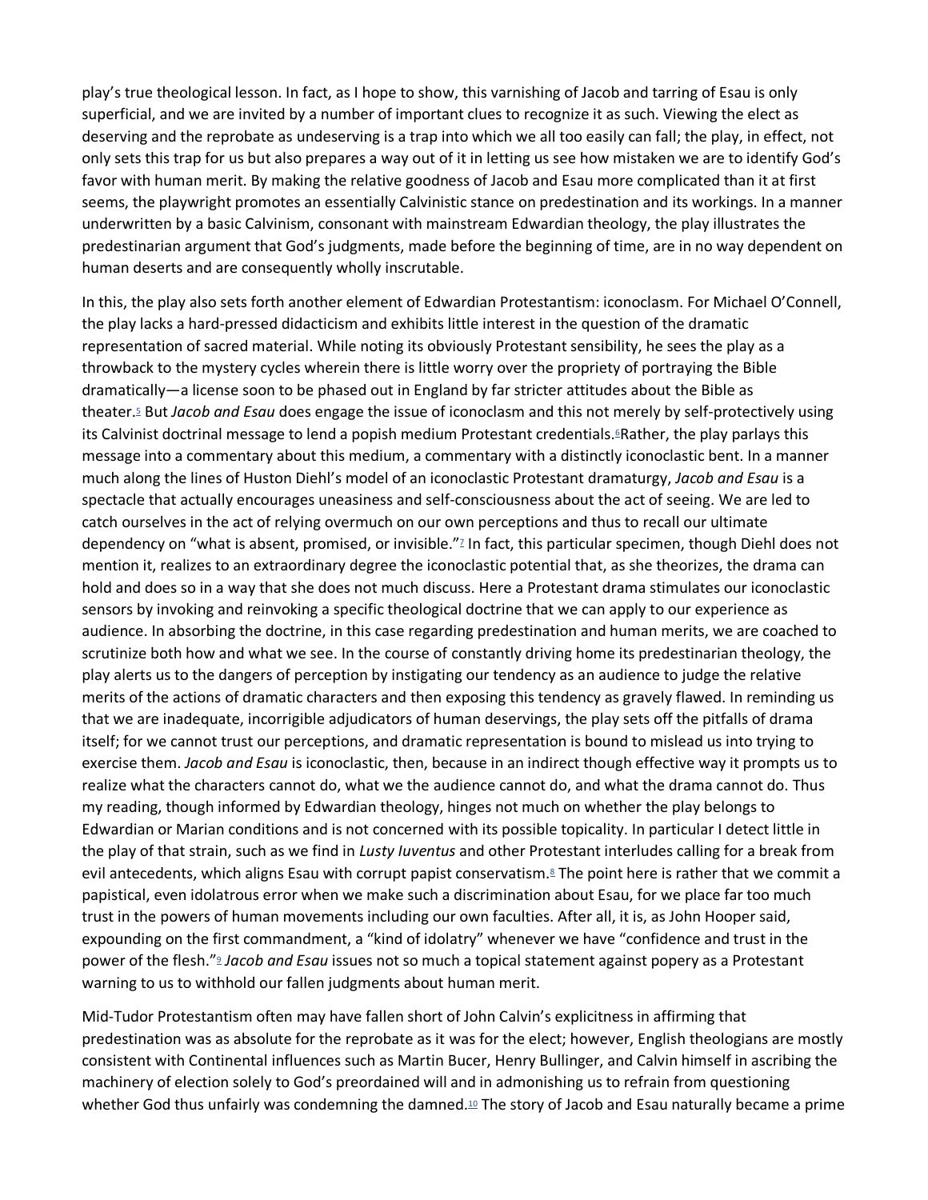play's true theological lesson. In fact, as I hope to show, this varnishing of Jacob and tarring of Esau is only superficial, and we are invited by a number of important clues to recognize it as such. Viewing the elect as deserving and the reprobate as undeserving is a trap into which we all too easily can fall; the play, in effect, not only sets this trap for us but also prepares a way out of it in letting us see how mistaken we are to identify God's favor with human merit. By making the relative goodness of Jacob and Esau more complicated than it at first seems, the playwright promotes an essentially Calvinistic stance on predestination and its workings. In a manner underwritten by a basic Calvinism, consonant with mainstream Edwardian theology, the play illustrates the predestinarian argument that God's judgments, made before the beginning of time, are in no way dependent on human deserts and are consequently wholly inscrutable.

In this, the play also sets forth another element of Edwardian Protestantism: iconoclasm. For Michael O'Connell, the play lacks a hard-pressed didacticism and exhibits little interest in the question of the dramatic representation of sacred material. While noting its obviously Protestant sensibility, he sees the play as a throwback to the mystery cycles wherein there is little worry over the propriety of portraying the Bible dramatically—a license soon to be phased out in England by far stricter attitudes about the Bible as theater.[5] But *Jacob and Esau* does engage the issue of iconoclasm and this not merely by self-protectively using its Calvinist doctrinal message to lend a popish medium Protestant credentials.[6] Rather, the play parlays this message into a commentary about this medium, a commentary with a distinctly iconoclastic bent. In a manner much along the lines of Huston Diehl's model of an iconoclastic Protestant dramaturgy, *Jacob and Esau* is a spectacle that actually encourages uneasiness and self-consciousness about the act of seeing. We are led to catch ourselves in the act of relying overmuch on our own perceptions and thus to recall our ultimate dependency on "what is absent, promised, or invisible."[7] In fact, this particular specimen, though Diehl does not mention it, realizes to an extraordinary degree the iconoclastic potential that, as she theorizes, the drama can hold and does so in a way that she does not much discuss. Here a Protestant drama stimulates our iconoclastic sensors by invoking and reinvoking a specific theological doctrine that we can apply to our experience as audience. In absorbing the doctrine, in this case regarding predestination and human merits, we are coached to scrutinize both how and what we see. In the course of constantly driving home its predestinarian theology, the play alerts us to the dangers of perception by instigating our tendency as an audience to judge the relative merits of the actions of dramatic characters and then exposing this tendency as gravely flawed. In reminding us that we are inadequate, incorrigible adjudicators of human deservings, the play sets off the pitfalls of drama itself; for we cannot trust our perceptions, and dramatic representation is bound to mislead us into trying to exercise them. *Jacob and Esau* is iconoclastic, then, because in an indirect though effective way it prompts us to realize what the characters cannot do, what we the audience cannot do, and what the drama cannot do. Thus my reading, though informed by Edwardian theology, hinges not much on whether the play belongs to Edwardian or Marian conditions and is not concerned with its possible topicality. In particular I detect little in the play of that strain, such as we find in *Lusty Iuventus* and other Protestant interludes calling for a break from evil antecedents, which aligns Esau with corrupt papist conservatism.[8] The point here is rather that we commit a papistical, even idolatrous error when we make such a discrimination about Esau, for we place far too much trust in the powers of human movements including our own faculties. After all, it is, as John Hooper said, expounding on the first commandment, a "kind of idolatry" whenever we have "confidence and trust in the power of the flesh."[9] *Jacob and Esau* issues not so much a topical statement against popery as a Protestant warning to us to withhold our fallen judgments about human merit.

Mid-Tudor Protestantism often may have fallen short of John Calvin's explicitness in affirming that predestination was as absolute for the reprobate as it was for the elect; however, English theologians are mostly consistent with Continental influences such as Martin Bucer, Henry Bullinger, and Calvin himself in ascribing the machinery of election solely to God's preordained will and in admonishing us to refrain from questioning whether God thus unfairly was condemning the damned.[10] The story of Jacob and Esau naturally became a prime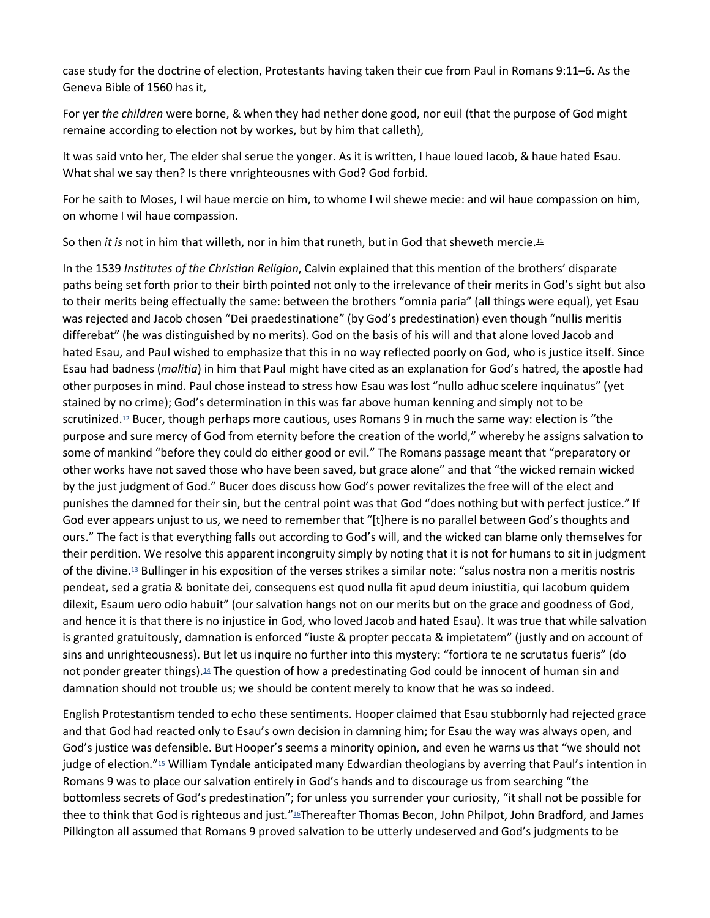case study for the doctrine of election, Protestants having taken their cue from Paul in Romans 9:11–6. As the Geneva Bible of 1560 has it,

For yer *the children* were borne, & when they had nether done good, nor euil (that the purpose of God might remaine according to election not by workes, but by him that calleth),

It was said vnto her, The elder shal serue the yonger. As it is written, I haue loued Iacob, & haue hated Esau. What shal we say then? Is there vnrighteousnes with God? God forbid.

For he saith to Moses, I wil haue mercie on him, to whome I wil shewe mecie: and wil haue compassion on him, on whome I wil haue compassion.

So then *it is* not in him that willeth, nor in him that runeth, but in God that sheweth mercie.[11]

In the 1539 *Institutes of the Christian Religion*, Calvin explained that this mention of the brothers' disparate paths being set forth prior to their birth pointed not only to the irrelevance of their merits in God's sight but also to their merits being effectually the same: between the brothers "omnia paria" (all things were equal), yet Esau was rejected and Jacob chosen "Dei praedestinatione" (by God's predestination) even though "nullis meritis differebat" (he was distinguished by no merits). God on the basis of his will and that alone loved Jacob and hated Esau, and Paul wished to emphasize that this in no way reflected poorly on God, who is justice itself. Since Esau had badness (*malitia*) in him that Paul might have cited as an explanation for God's hatred, the apostle had other purposes in mind. Paul chose instead to stress how Esau was lost "nullo adhuc scelere inquinatus" (yet stained by no crime); God's determination in this was far above human kenning and simply not to be scrutinized.[12] Bucer, though perhaps more cautious, uses Romans 9 in much the same way: election is "the purpose and sure mercy of God from eternity before the creation of the world," whereby he assigns salvation to some of mankind "before they could do either good or evil." The Romans passage meant that "preparatory or other works have not saved those who have been saved, but grace alone" and that "the wicked remain wicked by the just judgment of God." Bucer does discuss how God's power revitalizes the free will of the elect and punishes the damned for their sin, but the central point was that God "does nothing but with perfect justice." If God ever appears unjust to us, we need to remember that "[t]here is no parallel between God's thoughts and ours." The fact is that everything falls out according to God's will, and the wicked can blame only themselves for their perdition. We resolve this apparent incongruity simply by noting that it is not for humans to sit in judgment of the divine.[13] Bullinger in his exposition of the verses strikes a similar note: "salus nostra non a meritis nostris pendeat, sed a gratia & bonitate dei, consequens est quod nulla fit apud deum iniustitia, qui Iacobum quidem dilexit, Esaum uero odio habuit" (our salvation hangs not on our merits but on the grace and goodness of God, and hence it is that there is no injustice in God, who loved Jacob and hated Esau). It was true that while salvation is granted gratuitously, damnation is enforced "iuste & propter peccata & impietatem" (justly and on account of sins and unrighteousness). But let us inquire no further into this mystery: "fortiora te ne scrutatus fueris" (do not ponder greater things).[14] The question of how a predestinating God could be innocent of human sin and damnation should not trouble us; we should be content merely to know that he was so indeed.

English Protestantism tended to echo these sentiments. Hooper claimed that Esau stubbornly had rejected grace and that God had reacted only to Esau's own decision in damning him; for Esau the way was always open, and God's justice was defensible. But Hooper's seems a minority opinion, and even he warns us that "we should not judge of election."[15] William Tyndale anticipated many Edwardian theologians by averring that Paul's intention in Romans 9 was to place our salvation entirely in God's hands and to discourage us from searching "the bottomless secrets of God's predestination"; for unless you surrender your curiosity, "it shall not be possible for thee to think that God is righteous and just."[16]Thereafter Thomas Becon, John Philpot, John Bradford, and James Pilkington all assumed that Romans 9 proved salvation to be utterly undeserved and God's judgments to be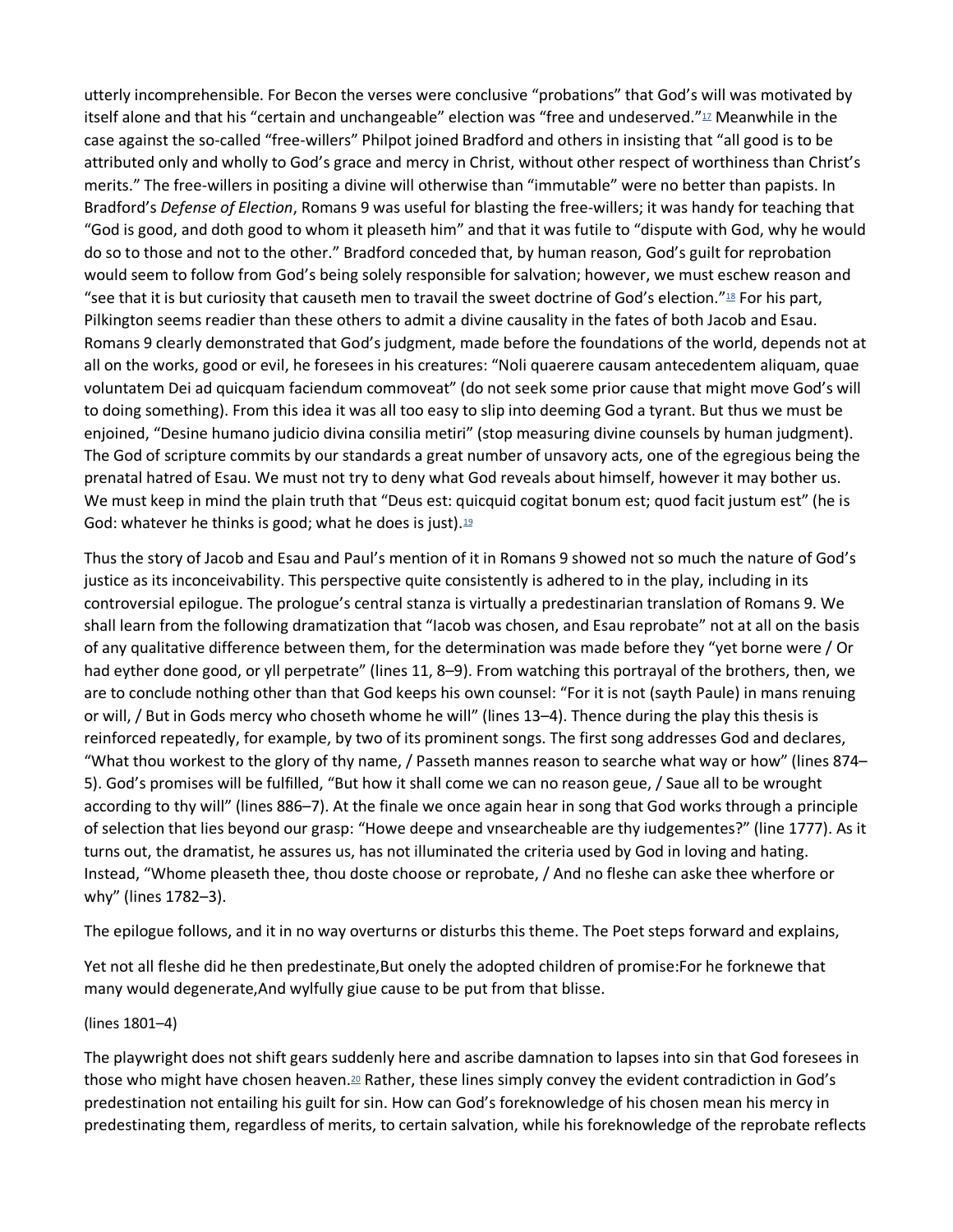utterly incomprehensible. For Becon the verses were conclusive "probations" that God's will was motivated by itself alone and that his "certain and unchangeable" election was "free and undeserved."[17] Meanwhile in the case against the so-called "free-willers" Philpot joined Bradford and others in insisting that "all good is to be attributed only and wholly to God's grace and mercy in Christ, without other respect of worthiness than Christ's merits." The free-willers in positing a divine will otherwise than "immutable" were no better than papists. In Bradford's *Defense of Election*, Romans 9 was useful for blasting the free-willers; it was handy for teaching that "God is good, and doth good to whom it pleaseth him" and that it was futile to "dispute with God, why he would do so to those and not to the other." Bradford conceded that, by human reason, God's guilt for reprobation would seem to follow from God's being solely responsible for salvation; however, we must eschew reason and "see that it is but curiosity that causeth men to travail the sweet doctrine of God's election."[18] For his part, Pilkington seems readier than these others to admit a divine causality in the fates of both Jacob and Esau. Romans 9 clearly demonstrated that God's judgment, made before the foundations of the world, depends not at all on the works, good or evil, he foresees in his creatures: "Noli quaerere causam antecedentem aliquam, quae voluntatem Dei ad quicquam faciendum commoveat" (do not seek some prior cause that might move God's will to doing something). From this idea it was all too easy to slip into deeming God a tyrant. But thus we must be enjoined, "Desine humano judicio divina consilia metiri" (stop measuring divine counsels by human judgment). The God of scripture commits by our standards a great number of unsavory acts, one of the egregious being the prenatal hatred of Esau. We must not try to deny what God reveals about himself, however it may bother us. We must keep in mind the plain truth that "Deus est: quicquid cogitat bonum est; quod facit justum est" (he is God: whatever he thinks is good; what he does is just).[19]

Thus the story of Jacob and Esau and Paul's mention of it in Romans 9 showed not so much the nature of God's justice as its inconceivability. This perspective quite consistently is adhered to in the play, including in its controversial epilogue. The prologue's central stanza is virtually a predestinarian translation of Romans 9. We shall learn from the following dramatization that "Iacob was chosen, and Esau reprobate" not at all on the basis of any qualitative difference between them, for the determination was made before they "yet borne were / Or had eyther done good, or yll perpetrate" (lines 11, 8–9). From watching this portrayal of the brothers, then, we are to conclude nothing other than that God keeps his own counsel: "For it is not (sayth Paule) in mans renuing or will, / But in Gods mercy who choseth whome he will" (lines 13–4). Thence during the play this thesis is reinforced repeatedly, for example, by two of its prominent songs. The first song addresses God and declares, "What thou workest to the glory of thy name, / Passeth mannes reason to searche what way or how" (lines 874–5). God's promises will be fulfilled, "But how it shall come we can no reason geue, / Saue all to be wrought according to thy will" (lines 886–7). At the finale we once again hear in song that God works through a principle of selection that lies beyond our grasp: "Howe deepe and vnsearcheable are thy iudgementes?" (line 1777). As it turns out, the dramatist, he assures us, has not illuminated the criteria used by God in loving and hating. Instead, "Whome pleaseth thee, thou doste choose or reprobate, / And no fleshe can aske thee wherfore or why" (lines 1782–3).

The epilogue follows, and it in no way overturns or disturbs this theme. The Poet steps forward and explains,

Yet not all fleshe did he then predestinate,
But onely the adopted children of promise:
For he forknewe that many would degenerate,
And wylfully giue cause to be put from that blisse.

(lines 1801–4)

The playwright does not shift gears suddenly here and ascribe damnation to lapses into sin that God foresees in those who might have chosen heaven.[20] Rather, these lines simply convey the evident contradiction in God's predestination not entailing his guilt for sin. How can God's foreknowledge of his chosen mean his mercy in predestinating them, regardless of merits, to certain salvation, while his foreknowledge of the reprobate reflects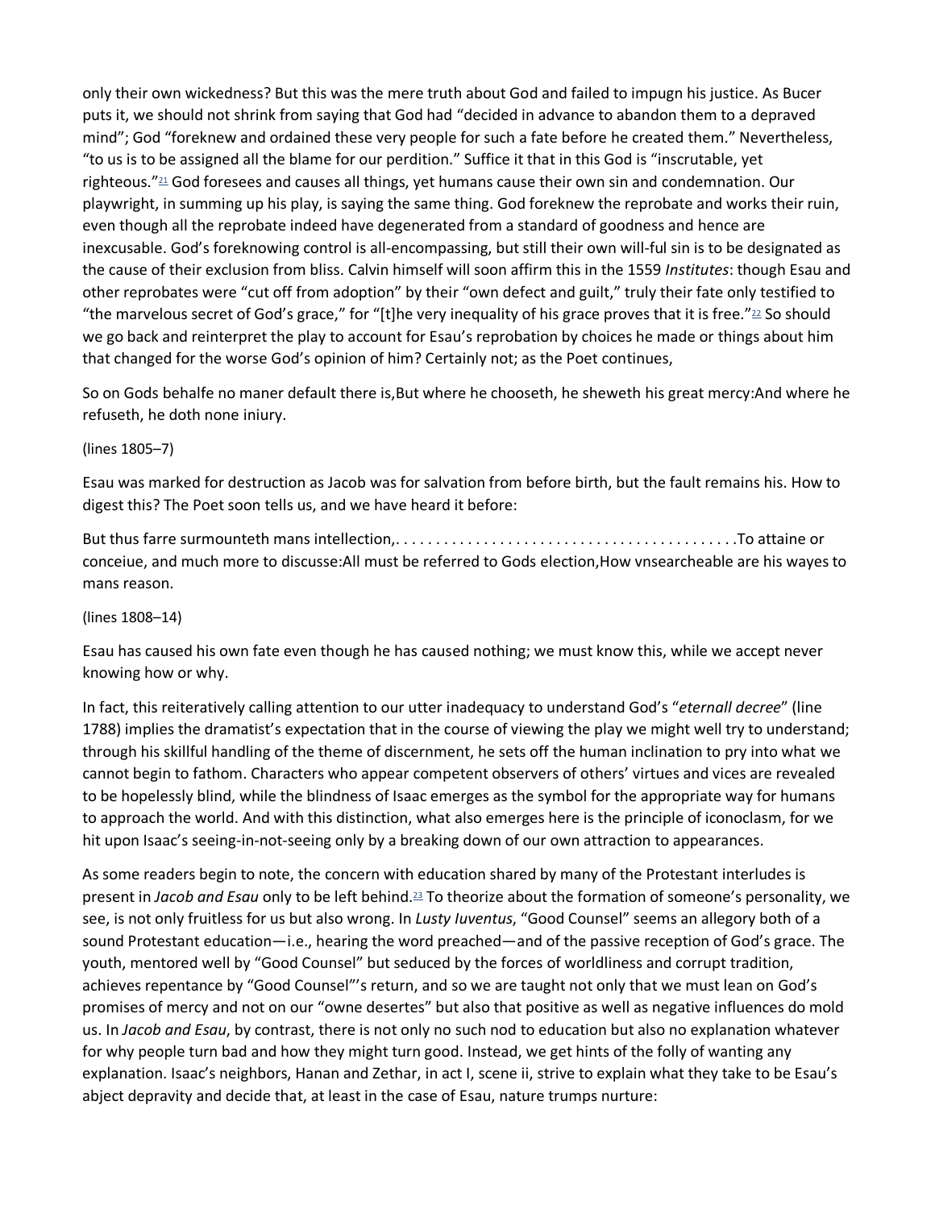only their own wickedness? But this was the mere truth about God and failed to impugn his justice. As Bucer puts it, we should not shrink from saying that God had "decided in advance to abandon them to a depraved mind"; God "foreknew and ordained these very people for such a fate before he created them." Nevertheless, "to us is to be assigned all the blame for our perdition." Suffice it that in this God is "inscrutable, yet righteous."[21] God foresees and causes all things, yet humans cause their own sin and condemnation. Our playwright, in summing up his play, is saying the same thing. God foreknew the reprobate and works their ruin, even though all the reprobate indeed have degenerated from a standard of goodness and hence are inexcusable. God's foreknowing control is all-encompassing, but still their own will-ful sin is to be designated as the cause of their exclusion from bliss. Calvin himself will soon affirm this in the 1559 *Institutes*: though Esau and other reprobates were "cut off from adoption" by their "own defect and guilt," truly their fate only testified to "the marvelous secret of God's grace," for "[t]he very inequality of his grace proves that it is free."[22] So should we go back and reinterpret the play to account for Esau's reprobation by choices he made or things about him that changed for the worse God's opinion of him? Certainly not; as the Poet continues,

So on Gods behalfe no maner default there is,But where he chooseth, he sheweth his great mercy:And where he refuseth, he doth none iniury.

(lines 1805–7)

Esau was marked for destruction as Jacob was for salvation from before birth, but the fault remains his. How to digest this? The Poet soon tells us, and we have heard it before:

But thus farre surmounteth mans intellection,. . . . . . . . . . . . . . . . . . . . . . . . . . . . . . . . . . . . . . . . . . .To attaine or conceiue, and much more to discusse:All must be referred to Gods election,How vnsearcheable are his wayes to mans reason.

(lines 1808–14)

Esau has caused his own fate even though he has caused nothing; we must know this, while we accept never knowing how or why.

In fact, this reiteratively calling attention to our utter inadequacy to understand God's "*eternall decree*" (line 1788) implies the dramatist's expectation that in the course of viewing the play we might well try to understand; through his skillful handling of the theme of discernment, he sets off the human inclination to pry into what we cannot begin to fathom. Characters who appear competent observers of others' virtues and vices are revealed to be hopelessly blind, while the blindness of Isaac emerges as the symbol for the appropriate way for humans to approach the world. And with this distinction, what also emerges here is the principle of iconoclasm, for we hit upon Isaac's seeing-in-not-seeing only by a breaking down of our own attraction to appearances.

As some readers begin to note, the concern with education shared by many of the Protestant interludes is present in *Jacob and Esau* only to be left behind.[23] To theorize about the formation of someone's personality, we see, is not only fruitless for us but also wrong. In *Lusty Iuventus*, "Good Counsel" seems an allegory both of a sound Protestant education—i.e., hearing the word preached—and of the passive reception of God's grace. The youth, mentored well by "Good Counsel" but seduced by the forces of worldliness and corrupt tradition, achieves repentance by "Good Counsel"'s return, and so we are taught not only that we must lean on God's promises of mercy and not on our "owne desertes" but also that positive as well as negative influences do mold us. In *Jacob and Esau*, by contrast, there is not only no such nod to education but also no explanation whatever for why people turn bad and how they might turn good. Instead, we get hints of the folly of wanting any explanation. Isaac's neighbors, Hanan and Zethar, in act I, scene ii, strive to explain what they take to be Esau's abject depravity and decide that, at least in the case of Esau, nature trumps nurture: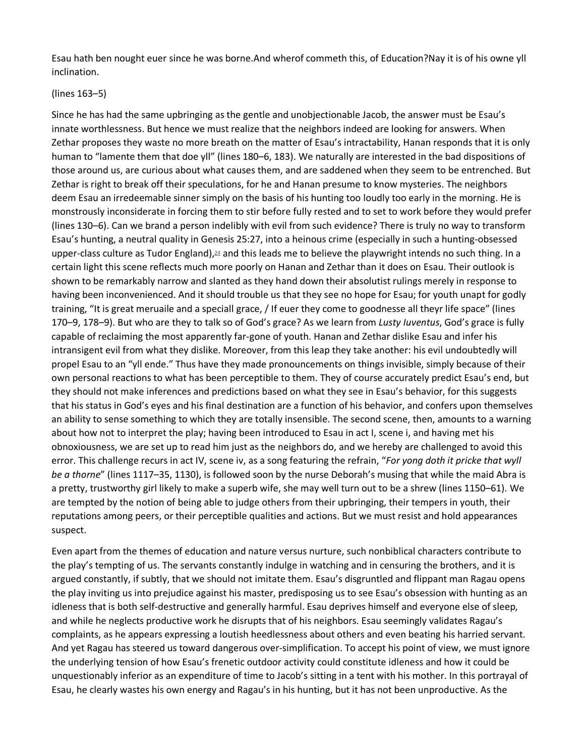Esau hath ben nought euer since he was borne.And wherof commeth this, of Education?Nay it is of his owne yll inclination.

(lines 163–5)

Since he has had the same upbringing as the gentle and unobjectionable Jacob, the answer must be Esau's innate worthlessness. But hence we must realize that the neighbors indeed are looking for answers. When Zethar proposes they waste no more breath on the matter of Esau's intractability, Hanan responds that it is only human to "lamente them that doe yll" (lines 180–6, 183). We naturally are interested in the bad dispositions of those around us, are curious about what causes them, and are saddened when they seem to be entrenched. But Zethar is right to break off their speculations, for he and Hanan presume to know mysteries. The neighbors deem Esau an irredeemable sinner simply on the basis of his hunting too loudly too early in the morning. He is monstrously inconsiderate in forcing them to stir before fully rested and to set to work before they would prefer (lines 130–6). Can we brand a person indelibly with evil from such evidence? There is truly no way to transform Esau's hunting, a neutral quality in Genesis 25:27, into a heinous crime (especially in such a hunting-obsessed upper-class culture as Tudor England),[24] and this leads me to believe the playwright intends no such thing. In a certain light this scene reflects much more poorly on Hanan and Zethar than it does on Esau. Their outlook is shown to be remarkably narrow and slanted as they hand down their absolutist rulings merely in response to having been inconvenienced. And it should trouble us that they see no hope for Esau; for youth unapt for godly training, "It is great meruaile and a speciall grace, / If euer they come to goodnesse all theyr life space" (lines 170–9, 178–9). But who are they to talk so of God's grace? As we learn from *Lusty Iuventus*, God's grace is fully capable of reclaiming the most apparently far-gone of youth. Hanan and Zethar dislike Esau and infer his intransigent evil from what they dislike. Moreover, from this leap they take another: his evil undoubtedly will propel Esau to an "yll ende." Thus have they made pronouncements on things invisible, simply because of their own personal reactions to what has been perceptible to them. They of course accurately predict Esau's end, but they should not make inferences and predictions based on what they see in Esau's behavior, for this suggests that his status in God's eyes and his final destination are a function of his behavior, and confers upon themselves an ability to sense something to which they are totally insensible. The second scene, then, amounts to a warning about how not to interpret the play; having been introduced to Esau in act I, scene i, and having met his obnoxiousness, we are set up to read him just as the neighbors do, and we hereby are challenged to avoid this error. This challenge recurs in act IV, scene iv, as a song featuring the refrain, "*For yong doth it pricke that wyll be a thorne*" (lines 1117–35, 1130), is followed soon by the nurse Deborah's musing that while the maid Abra is a pretty, trustworthy girl likely to make a superb wife, she may well turn out to be a shrew (lines 1150–61). We are tempted by the notion of being able to judge others from their upbringing, their tempers in youth, their reputations among peers, or their perceptible qualities and actions. But we must resist and hold appearances suspect.

Even apart from the themes of education and nature versus nurture, such nonbiblical characters contribute to the play's tempting of us. The servants constantly indulge in watching and in censuring the brothers, and it is argued constantly, if subtly, that we should not imitate them. Esau's disgruntled and flippant man Ragau opens the play inviting us into prejudice against his master, predisposing us to see Esau's obsession with hunting as an idleness that is both self-destructive and generally harmful. Esau deprives himself and everyone else of sleep, and while he neglects productive work he disrupts that of his neighbors. Esau seemingly validates Ragau's complaints, as he appears expressing a loutish heedlessness about others and even beating his harried servant. And yet Ragau has steered us toward dangerous over-simplification. To accept his point of view, we must ignore the underlying tension of how Esau's frenetic outdoor activity could constitute idleness and how it could be unquestionably inferior as an expenditure of time to Jacob's sitting in a tent with his mother. In this portrayal of Esau, he clearly wastes his own energy and Ragau's in his hunting, but it has not been unproductive. As the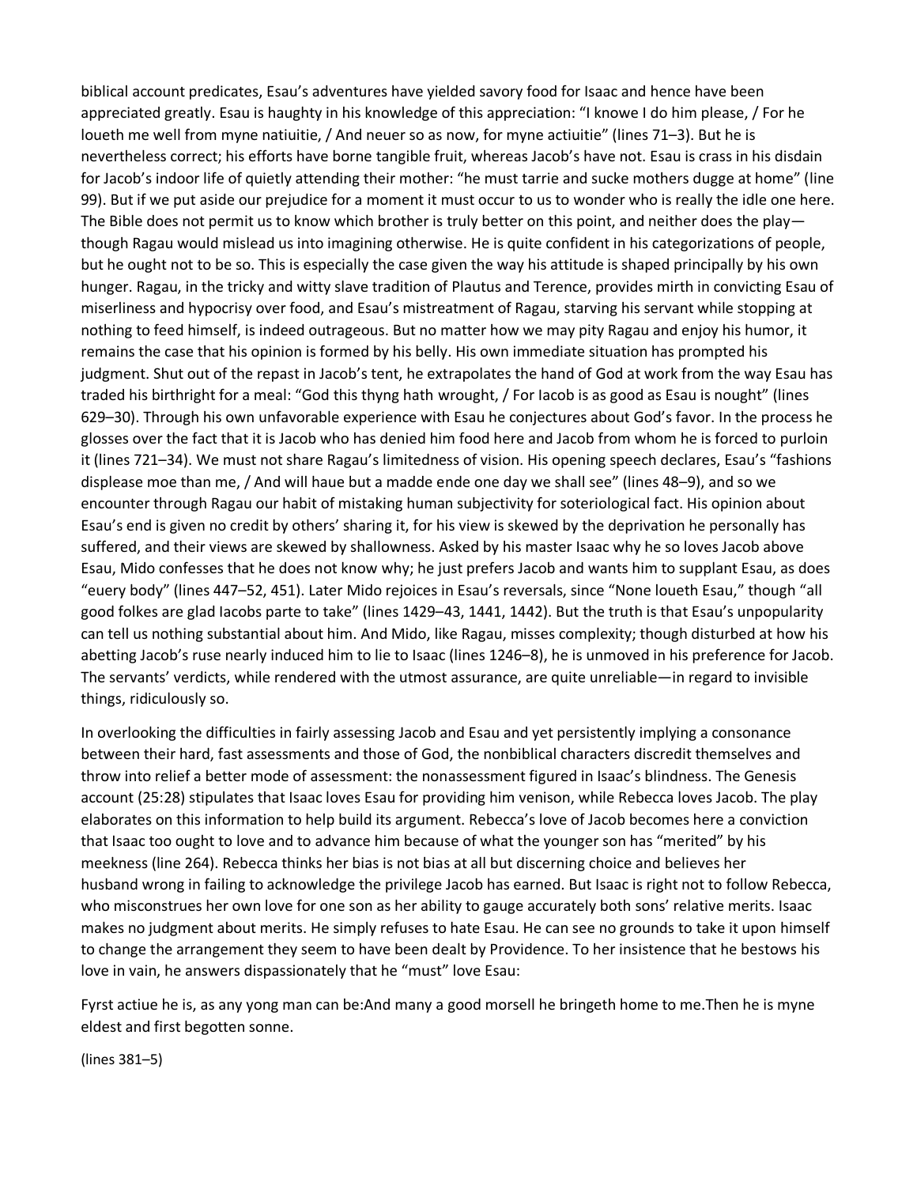biblical account predicates, Esau's adventures have yielded savory food for Isaac and hence have been appreciated greatly. Esau is haughty in his knowledge of this appreciation: "I knowe I do him please, / For he loueth me well from myne natiuitie, / And neuer so as now, for myne actiuitie" (lines 71–3). But he is nevertheless correct; his efforts have borne tangible fruit, whereas Jacob's have not. Esau is crass in his disdain for Jacob's indoor life of quietly attending their mother: "he must tarrie and sucke mothers dugge at home" (line 99). But if we put aside our prejudice for a moment it must occur to us to wonder who is really the idle one here. The Bible does not permit us to know which brother is truly better on this point, and neither does the play—though Ragau would mislead us into imagining otherwise. He is quite confident in his categorizations of people, but he ought not to be so. This is especially the case given the way his attitude is shaped principally by his own hunger. Ragau, in the tricky and witty slave tradition of Plautus and Terence, provides mirth in convicting Esau of miserliness and hypocrisy over food, and Esau's mistreatment of Ragau, starving his servant while stopping at nothing to feed himself, is indeed outrageous. But no matter how we may pity Ragau and enjoy his humor, it remains the case that his opinion is formed by his belly. His own immediate situation has prompted his judgment. Shut out of the repast in Jacob's tent, he extrapolates the hand of God at work from the way Esau has traded his birthright for a meal: "God this thyng hath wrought, / For Iacob is as good as Esau is nought" (lines 629–30). Through his own unfavorable experience with Esau he conjectures about God's favor. In the process he glosses over the fact that it is Jacob who has denied him food here and Jacob from whom he is forced to purloin it (lines 721–34). We must not share Ragau's limitedness of vision. His opening speech declares, Esau's "fashions displease moe than me, / And will haue but a madde ende one day we shall see" (lines 48–9), and so we encounter through Ragau our habit of mistaking human subjectivity for soteriological fact. His opinion about Esau's end is given no credit by others' sharing it, for his view is skewed by the deprivation he personally has suffered, and their views are skewed by shallowness. Asked by his master Isaac why he so loves Jacob above Esau, Mido confesses that he does not know why; he just prefers Jacob and wants him to supplant Esau, as does "euery body" (lines 447–52, 451). Later Mido rejoices in Esau's reversals, since "None loueth Esau," though "all good folkes are glad Iacobs parte to take" (lines 1429–43, 1441, 1442). But the truth is that Esau's unpopularity can tell us nothing substantial about him. And Mido, like Ragau, misses complexity; though disturbed at how his abetting Jacob's ruse nearly induced him to lie to Isaac (lines 1246–8), he is unmoved in his preference for Jacob. The servants' verdicts, while rendered with the utmost assurance, are quite unreliable—in regard to invisible things, ridiculously so.

In overlooking the difficulties in fairly assessing Jacob and Esau and yet persistently implying a consonance between their hard, fast assessments and those of God, the nonbiblical characters discredit themselves and throw into relief a better mode of assessment: the nonassessment figured in Isaac's blindness. The Genesis account (25:28) stipulates that Isaac loves Esau for providing him venison, while Rebecca loves Jacob. The play elaborates on this information to help build its argument. Rebecca's love of Jacob becomes here a conviction that Isaac too ought to love and to advance him because of what the younger son has "merited" by his meekness (line 264). Rebecca thinks her bias is not bias at all but discerning choice and believes her husband wrong in failing to acknowledge the privilege Jacob has earned. But Isaac is right not to follow Rebecca, who misconstrues her own love for one son as her ability to gauge accurately both sons' relative merits. Isaac makes no judgment about merits. He simply refuses to hate Esau. He can see no grounds to take it upon himself to change the arrangement they seem to have been dealt by Providence. To her insistence that he bestows his love in vain, he answers dispassionately that he "must" love Esau:

Fyrst actiue he is, as any yong man can be:And many a good morsell he bringeth home to me.Then he is myne eldest and first begotten sonne.

(lines 381–5)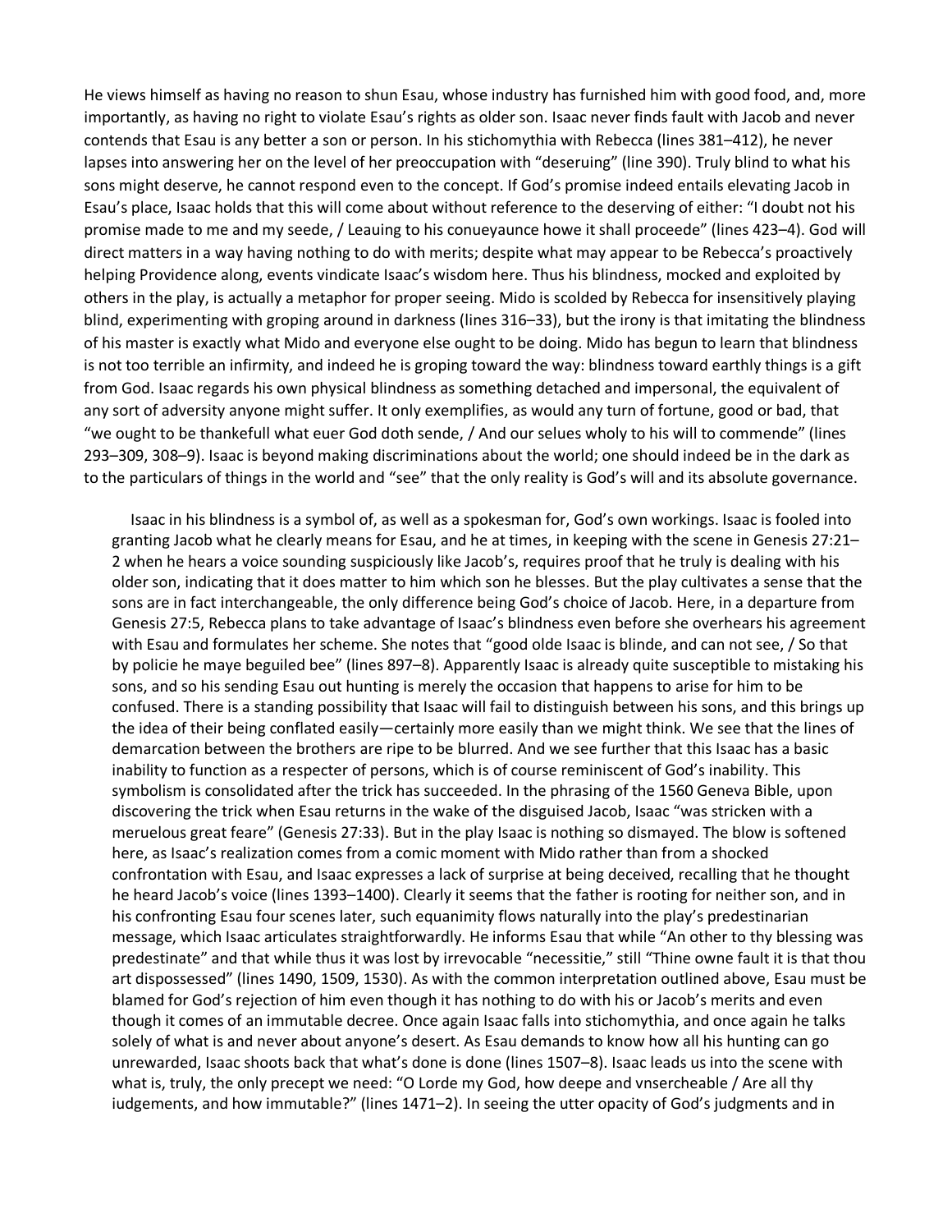He views himself as having no reason to shun Esau, whose industry has furnished him with good food, and, more importantly, as having no right to violate Esau's rights as older son. Isaac never finds fault with Jacob and never contends that Esau is any better a son or person. In his stichomythia with Rebecca (lines 381–412), he never lapses into answering her on the level of her preoccupation with "deseruing" (line 390). Truly blind to what his sons might deserve, he cannot respond even to the concept. If God's promise indeed entails elevating Jacob in Esau's place, Isaac holds that this will come about without reference to the deserving of either: "I doubt not his promise made to me and my seede, / Leauing to his conueyaunce howe it shall proceede" (lines 423–4). God will direct matters in a way having nothing to do with merits; despite what may appear to be Rebecca's proactively helping Providence along, events vindicate Isaac's wisdom here. Thus his blindness, mocked and exploited by others in the play, is actually a metaphor for proper seeing. Mido is scolded by Rebecca for insensitively playing blind, experimenting with groping around in darkness (lines 316–33), but the irony is that imitating the blindness of his master is exactly what Mido and everyone else ought to be doing. Mido has begun to learn that blindness is not too terrible an infirmity, and indeed he is groping toward the way: blindness toward earthly things is a gift from God. Isaac regards his own physical blindness as something detached and impersonal, the equivalent of any sort of adversity anyone might suffer. It only exemplifies, as would any turn of fortune, good or bad, that "we ought to be thankefull what euer God doth sende, / And our selues wholy to his will to commende" (lines 293–309, 308–9). Isaac is beyond making discriminations about the world; one should indeed be in the dark as to the particulars of things in the world and "see" that the only reality is God's will and its absolute governance.

Isaac in his blindness is a symbol of, as well as a spokesman for, God's own workings. Isaac is fooled into granting Jacob what he clearly means for Esau, and he at times, in keeping with the scene in Genesis 27:21–2 when he hears a voice sounding suspiciously like Jacob's, requires proof that he truly is dealing with his older son, indicating that it does matter to him which son he blesses. But the play cultivates a sense that the sons are in fact interchangeable, the only difference being God's choice of Jacob. Here, in a departure from Genesis 27:5, Rebecca plans to take advantage of Isaac's blindness even before she overhears his agreement with Esau and formulates her scheme. She notes that "good olde Isaac is blinde, and can not see, / So that by policie he maye beguiled bee" (lines 897–8). Apparently Isaac is already quite susceptible to mistaking his sons, and so his sending Esau out hunting is merely the occasion that happens to arise for him to be confused. There is a standing possibility that Isaac will fail to distinguish between his sons, and this brings up the idea of their being conflated easily—certainly more easily than we might think. We see that the lines of demarcation between the brothers are ripe to be blurred. And we see further that this Isaac has a basic inability to function as a respecter of persons, which is of course reminiscent of God's inability. This symbolism is consolidated after the trick has succeeded. In the phrasing of the 1560 Geneva Bible, upon discovering the trick when Esau returns in the wake of the disguised Jacob, Isaac "was stricken with a meruelous great feare" (Genesis 27:33). But in the play Isaac is nothing so dismayed. The blow is softened here, as Isaac's realization comes from a comic moment with Mido rather than from a shocked confrontation with Esau, and Isaac expresses a lack of surprise at being deceived, recalling that he thought he heard Jacob's voice (lines 1393–1400). Clearly it seems that the father is rooting for neither son, and in his confronting Esau four scenes later, such equanimity flows naturally into the play's predestinarian message, which Isaac articulates straightforwardly. He informs Esau that while "An other to thy blessing was predestinate" and that while thus it was lost by irrevocable "necessitie," still "Thine owne fault it is that thou art dispossessed" (lines 1490, 1509, 1530). As with the common interpretation outlined above, Esau must be blamed for God's rejection of him even though it has nothing to do with his or Jacob's merits and even though it comes of an immutable decree. Once again Isaac falls into stichomythia, and once again he talks solely of what is and never about anyone's desert. As Esau demands to know how all his hunting can go unrewarded, Isaac shoots back that what's done is done (lines 1507–8). Isaac leads us into the scene with what is, truly, the only precept we need: "O Lorde my God, how deepe and vnsercheable / Are all thy iudgements, and how immutable?" (lines 1471–2). In seeing the utter opacity of God's judgments and in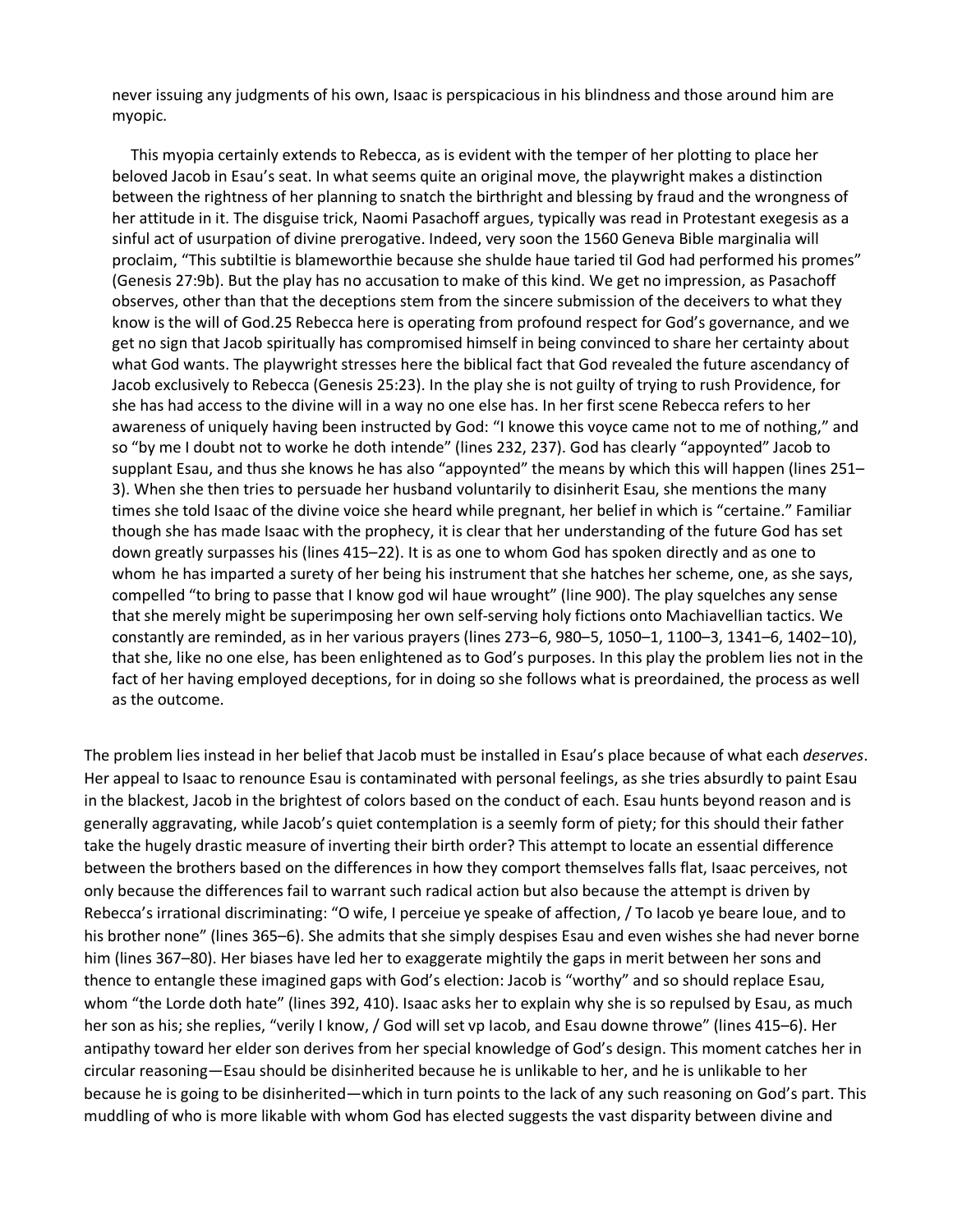never issuing any judgments of his own, Isaac is perspicacious in his blindness and those around him are myopic.

This myopia certainly extends to Rebecca, as is evident with the temper of her plotting to place her beloved Jacob in Esau's seat. In what seems quite an original move, the playwright makes a distinction between the rightness of her planning to snatch the birthright and blessing by fraud and the wrongness of her attitude in it. The disguise trick, Naomi Pasachoff argues, typically was read in Protestant exegesis as a sinful act of usurpation of divine prerogative. Indeed, very soon the 1560 Geneva Bible marginalia will proclaim, "This subtiltie is blameworthie because she shulde haue taried til God had performed his promes" (Genesis 27:9b). But the play has no accusation to make of this kind. We get no impression, as Pasachoff observes, other than that the deceptions stem from the sincere submission of the deceivers to what they know is the will of God.25 Rebecca here is operating from profound respect for God's governance, and we get no sign that Jacob spiritually has compromised himself in being convinced to share her certainty about what God wants. The playwright stresses here the biblical fact that God revealed the future ascendancy of Jacob exclusively to Rebecca (Genesis 25:23). In the play she is not guilty of trying to rush Providence, for she has had access to the divine will in a way no one else has. In her first scene Rebecca refers to her awareness of uniquely having been instructed by God: "I knowe this voyce came not to me of nothing," and so "by me I doubt not to worke he doth intende" (lines 232, 237). God has clearly "appoynted" Jacob to supplant Esau, and thus she knows he has also "appoynted" the means by which this will happen (lines 251–3). When she then tries to persuade her husband voluntarily to disinherit Esau, she mentions the many times she told Isaac of the divine voice she heard while pregnant, her belief in which is "certaine." Familiar though she has made Isaac with the prophecy, it is clear that her understanding of the future God has set down greatly surpasses his (lines 415–22). It is as one to whom God has spoken directly and as one to whom he has imparted a surety of her being his instrument that she hatches her scheme, one, as she says, compelled "to bring to passe that I know god wil haue wrought" (line 900). The play squelches any sense that she merely might be superimposing her own self-serving holy fictions onto Machiavellian tactics. We constantly are reminded, as in her various prayers (lines 273–6, 980–5, 1050–1, 1100–3, 1341–6, 1402–10), that she, like no one else, has been enlightened as to God's purposes. In this play the problem lies not in the fact of her having employed deceptions, for in doing so she follows what is preordained, the process as well as the outcome.

The problem lies instead in her belief that Jacob must be installed in Esau's place because of what each *deserves*. Her appeal to Isaac to renounce Esau is contaminated with personal feelings, as she tries absurdly to paint Esau in the blackest, Jacob in the brightest of colors based on the conduct of each. Esau hunts beyond reason and is generally aggravating, while Jacob's quiet contemplation is a seemly form of piety; for this should their father take the hugely drastic measure of inverting their birth order? This attempt to locate an essential difference between the brothers based on the differences in how they comport themselves falls flat, Isaac perceives, not only because the differences fail to warrant such radical action but also because the attempt is driven by Rebecca's irrational discriminating: "O wife, I perceiue ye speake of affection, / To Iacob ye beare loue, and to his brother none" (lines 365–6). She admits that she simply despises Esau and even wishes she had never borne him (lines 367–80). Her biases have led her to exaggerate mightily the gaps in merit between her sons and thence to entangle these imagined gaps with God's election: Jacob is "worthy" and so should replace Esau, whom "the Lorde doth hate" (lines 392, 410). Isaac asks her to explain why she is so repulsed by Esau, as much her son as his; she replies, "verily I know, / God will set vp Iacob, and Esau downe throwe" (lines 415–6). Her antipathy toward her elder son derives from her special knowledge of God's design. This moment catches her in circular reasoning—Esau should be disinherited because he is unlikable to her, and he is unlikable to her because he is going to be disinherited—which in turn points to the lack of any such reasoning on God's part. This muddling of who is more likable with whom God has elected suggests the vast disparity between divine and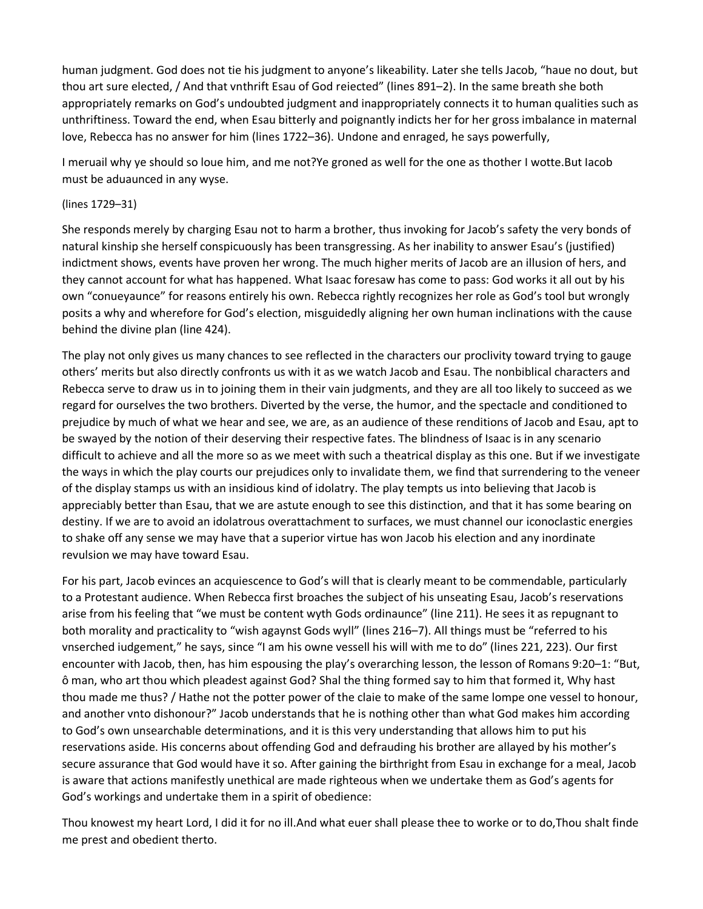human judgment. God does not tie his judgment to anyone's likeability. Later she tells Jacob, "haue no dout, but thou art sure elected, / And that vnthrift Esau of God reiected" (lines 891–2). In the same breath she both appropriately remarks on God's undoubted judgment and inappropriately connects it to human qualities such as unthriftiness. Toward the end, when Esau bitterly and poignantly indicts her for her gross imbalance in maternal love, Rebecca has no answer for him (lines 1722–36). Undone and enraged, he says powerfully,

I meruail why ye should so loue him, and me not?Ye groned as well for the one as thother I wotte.But Iacob must be aduaunced in any wyse.

(lines 1729–31)

She responds merely by charging Esau not to harm a brother, thus invoking for Jacob's safety the very bonds of natural kinship she herself conspicuously has been transgressing. As her inability to answer Esau's (justified) indictment shows, events have proven her wrong. The much higher merits of Jacob are an illusion of hers, and they cannot account for what has happened. What Isaac foresaw has come to pass: God works it all out by his own "conueyaunce" for reasons entirely his own. Rebecca rightly recognizes her role as God's tool but wrongly posits a why and wherefore for God's election, misguidedly aligning her own human inclinations with the cause behind the divine plan (line 424).

The play not only gives us many chances to see reflected in the characters our proclivity toward trying to gauge others' merits but also directly confronts us with it as we watch Jacob and Esau. The nonbiblical characters and Rebecca serve to draw us in to joining them in their vain judgments, and they are all too likely to succeed as we regard for ourselves the two brothers. Diverted by the verse, the humor, and the spectacle and conditioned to prejudice by much of what we hear and see, we are, as an audience of these renditions of Jacob and Esau, apt to be swayed by the notion of their deserving their respective fates. The blindness of Isaac is in any scenario difficult to achieve and all the more so as we meet with such a theatrical display as this one. But if we investigate the ways in which the play courts our prejudices only to invalidate them, we find that surrendering to the veneer of the display stamps us with an insidious kind of idolatry. The play tempts us into believing that Jacob is appreciably better than Esau, that we are astute enough to see this distinction, and that it has some bearing on destiny. If we are to avoid an idolatrous overattachment to surfaces, we must channel our iconoclastic energies to shake off any sense we may have that a superior virtue has won Jacob his election and any inordinate revulsion we may have toward Esau.

For his part, Jacob evinces an acquiescence to God's will that is clearly meant to be commendable, particularly to a Protestant audience. When Rebecca first broaches the subject of his unseating Esau, Jacob's reservations arise from his feeling that "we must be content wyth Gods ordinaunce" (line 211). He sees it as repugnant to both morality and practicality to "wish agaynst Gods wyll" (lines 216–7). All things must be "referred to his vnserched iudgement," he says, since "I am his owne vessell his will with me to do" (lines 221, 223). Our first encounter with Jacob, then, has him espousing the play's overarching lesson, the lesson of Romans 9:20–1: "But, ô man, who art thou which pleadest against God? Shal the thing formed say to him that formed it, Why hast thou made me thus? / Hathe not the potter power of the claie to make of the same lompe one vessel to honour, and another vnto dishonour?" Jacob understands that he is nothing other than what God makes him according to God's own unsearchable determinations, and it is this very understanding that allows him to put his reservations aside. His concerns about offending God and defrauding his brother are allayed by his mother's secure assurance that God would have it so. After gaining the birthright from Esau in exchange for a meal, Jacob is aware that actions manifestly unethical are made righteous when we undertake them as God's agents for God's workings and undertake them in a spirit of obedience:

Thou knowest my heart Lord, I did it for no ill.And what euer shall please thee to worke or to do,Thou shalt finde me prest and obedient therto.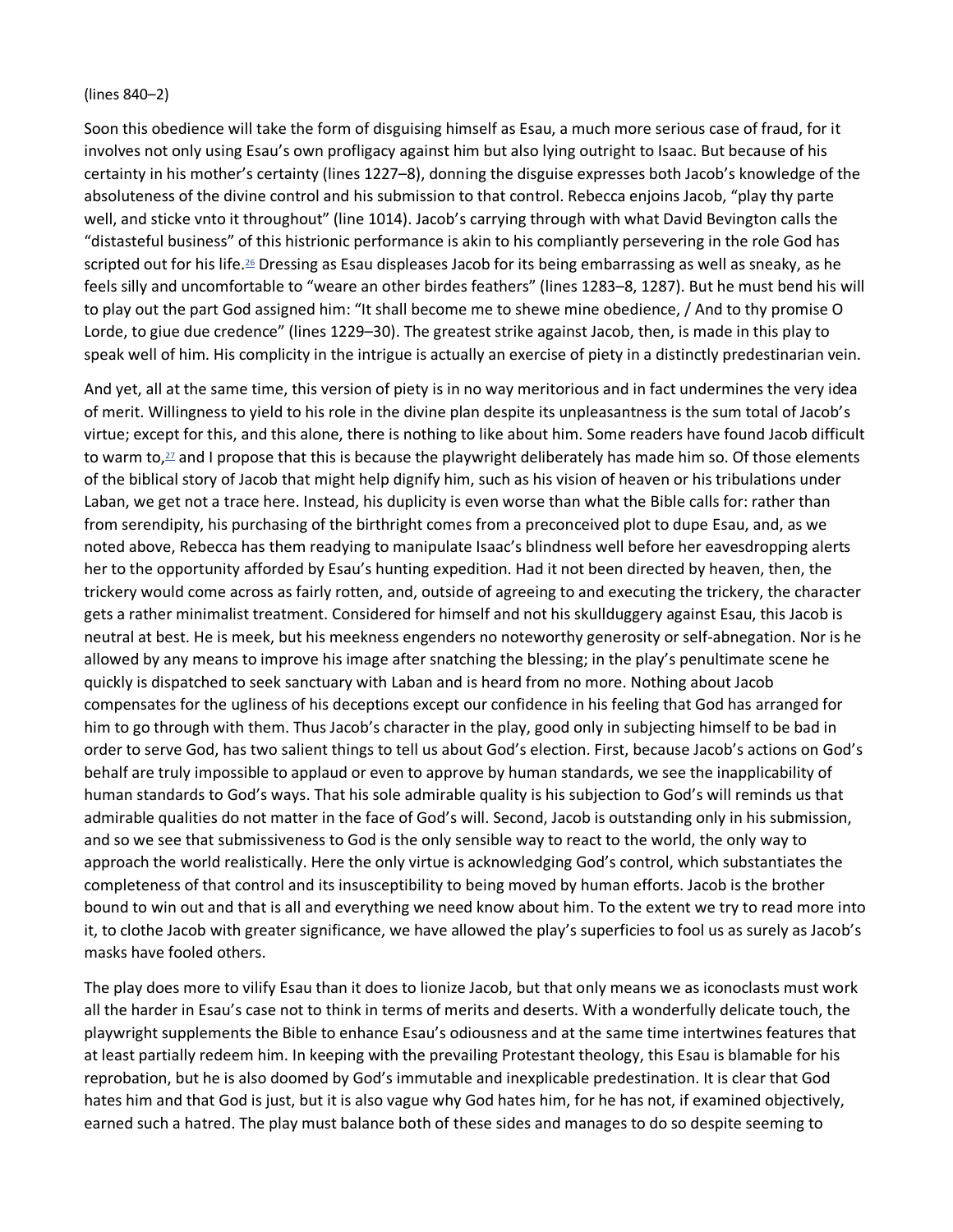(lines 840–2)

Soon this obedience will take the form of disguising himself as Esau, a much more serious case of fraud, for it involves not only using Esau's own profligacy against him but also lying outright to Isaac. But because of his certainty in his mother's certainty (lines 1227–8), donning the disguise expresses both Jacob's knowledge of the absoluteness of the divine control and his submission to that control. Rebecca enjoins Jacob, "play thy parte well, and sticke vnto it throughout" (line 1014). Jacob's carrying through with what David Bevington calls the "distasteful business" of this histrionic performance is akin to his compliantly persevering in the role God has scripted out for his life.[26] Dressing as Esau displeases Jacob for its being embarrassing as well as sneaky, as he feels silly and uncomfortable to "weare an other birdes feathers" (lines 1283–8, 1287). But he must bend his will to play out the part God assigned him: "It shall become me to shewe mine obedience, / And to thy promise O Lorde, to giue due credence" (lines 1229–30). The greatest strike against Jacob, then, is made in this play to speak well of him. His complicity in the intrigue is actually an exercise of piety in a distinctly predestinarian vein.

And yet, all at the same time, this version of piety is in no way meritorious and in fact undermines the very idea of merit. Willingness to yield to his role in the divine plan despite its unpleasantness is the sum total of Jacob's virtue; except for this, and this alone, there is nothing to like about him. Some readers have found Jacob difficult to warm to,[27] and I propose that this is because the playwright deliberately has made him so. Of those elements of the biblical story of Jacob that might help dignify him, such as his vision of heaven or his tribulations under Laban, we get not a trace here. Instead, his duplicity is even worse than what the Bible calls for: rather than from serendipity, his purchasing of the birthright comes from a preconceived plot to dupe Esau, and, as we noted above, Rebecca has them readying to manipulate Isaac's blindness well before her eavesdropping alerts her to the opportunity afforded by Esau's hunting expedition. Had it not been directed by heaven, then, the trickery would come across as fairly rotten, and, outside of agreeing to and executing the trickery, the character gets a rather minimalist treatment. Considered for himself and not his skullduggery against Esau, this Jacob is neutral at best. He is meek, but his meekness engenders no noteworthy generosity or self-abnegation. Nor is he allowed by any means to improve his image after snatching the blessing; in the play's penultimate scene he quickly is dispatched to seek sanctuary with Laban and is heard from no more. Nothing about Jacob compensates for the ugliness of his deceptions except our confidence in his feeling that God has arranged for him to go through with them. Thus Jacob's character in the play, good only in subjecting himself to be bad in order to serve God, has two salient things to tell us about God's election. First, because Jacob's actions on God's behalf are truly impossible to applaud or even to approve by human standards, we see the inapplicability of human standards to God's ways. That his sole admirable quality is his subjection to God's will reminds us that admirable qualities do not matter in the face of God's will. Second, Jacob is outstanding only in his submission, and so we see that submissiveness to God is the only sensible way to react to the world, the only way to approach the world realistically. Here the only virtue is acknowledging God's control, which substantiates the completeness of that control and its insusceptibility to being moved by human efforts. Jacob is the brother bound to win out and that is all and everything we need know about him. To the extent we try to read more into it, to clothe Jacob with greater significance, we have allowed the play's superficies to fool us as surely as Jacob's masks have fooled others.

The play does more to vilify Esau than it does to lionize Jacob, but that only means we as iconoclasts must work all the harder in Esau's case not to think in terms of merits and deserts. With a wonderfully delicate touch, the playwright supplements the Bible to enhance Esau's odiousness and at the same time intertwines features that at least partially redeem him. In keeping with the prevailing Protestant theology, this Esau is blamable for his reprobation, but he is also doomed by God's immutable and inexplicable predestination. It is clear that God hates him and that God is just, but it is also vague why God hates him, for he has not, if examined objectively, earned such a hatred. The play must balance both of these sides and manages to do so despite seeming to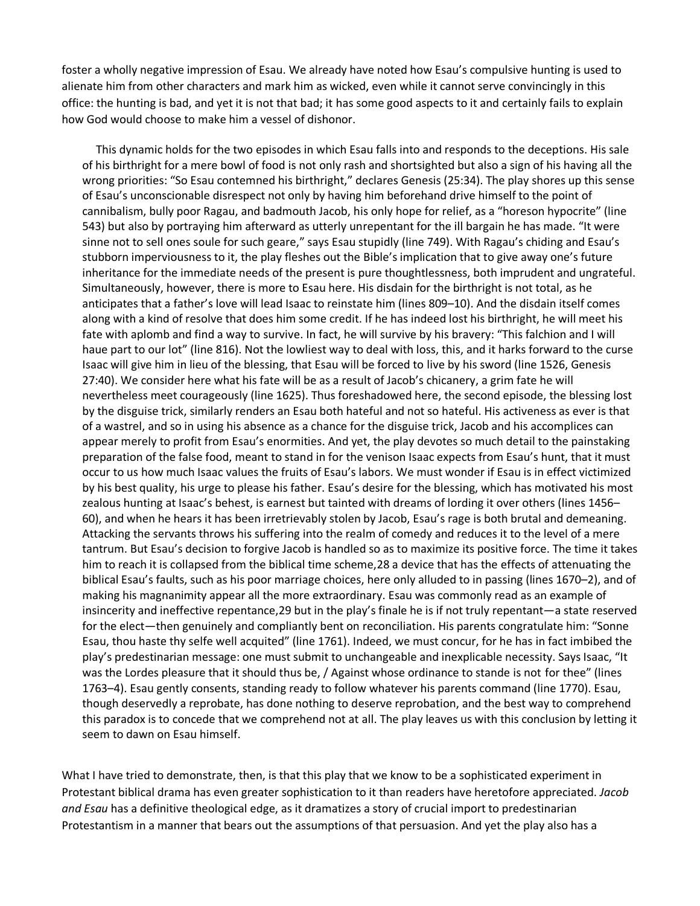foster a wholly negative impression of Esau. We already have noted how Esau's compulsive hunting is used to alienate him from other characters and mark him as wicked, even while it cannot serve convincingly in this office: the hunting is bad, and yet it is not that bad; it has some good aspects to it and certainly fails to explain how God would choose to make him a vessel of dishonor.

This dynamic holds for the two episodes in which Esau falls into and responds to the deceptions. His sale of his birthright for a mere bowl of food is not only rash and shortsighted but also a sign of his having all the wrong priorities: "So Esau contemned his birthright," declares Genesis (25:34). The play shores up this sense of Esau's unconscionable disrespect not only by having him beforehand drive himself to the point of cannibalism, bully poor Ragau, and badmouth Jacob, his only hope for relief, as a "horeson hypocrite" (line 543) but also by portraying him afterward as utterly unrepentant for the ill bargain he has made. "It were sinne not to sell ones soule for such geare," says Esau stupidly (line 749). With Ragau's chiding and Esau's stubborn imperviousness to it, the play fleshes out the Bible's implication that to give away one's future inheritance for the immediate needs of the present is pure thoughtlessness, both imprudent and ungrateful. Simultaneously, however, there is more to Esau here. His disdain for the birthright is not total, as he anticipates that a father's love will lead Isaac to reinstate him (lines 809–10). And the disdain itself comes along with a kind of resolve that does him some credit. If he has indeed lost his birthright, he will meet his fate with aplomb and find a way to survive. In fact, he will survive by his bravery: "This falchion and I will haue part to our lot" (line 816). Not the lowliest way to deal with loss, this, and it harks forward to the curse Isaac will give him in lieu of the blessing, that Esau will be forced to live by his sword (line 1526, Genesis 27:40). We consider here what his fate will be as a result of Jacob's chicanery, a grim fate he will nevertheless meet courageously (line 1625). Thus foreshadowed here, the second episode, the blessing lost by the disguise trick, similarly renders an Esau both hateful and not so hateful. His activeness as ever is that of a wastrel, and so in using his absence as a chance for the disguise trick, Jacob and his accomplices can appear merely to profit from Esau's enormities. And yet, the play devotes so much detail to the painstaking preparation of the false food, meant to stand in for the venison Isaac expects from Esau's hunt, that it must occur to us how much Isaac values the fruits of Esau's labors. We must wonder if Esau is in effect victimized by his best quality, his urge to please his father. Esau's desire for the blessing, which has motivated his most zealous hunting at Isaac's behest, is earnest but tainted with dreams of lording it over others (lines 1456–60), and when he hears it has been irretrievably stolen by Jacob, Esau's rage is both brutal and demeaning. Attacking the servants throws his suffering into the realm of comedy and reduces it to the level of a mere tantrum. But Esau's decision to forgive Jacob is handled so as to maximize its positive force. The time it takes him to reach it is collapsed from the biblical time scheme,[28] a device that has the effects of attenuating the biblical Esau's faults, such as his poor marriage choices, here only alluded to in passing (lines 1670–2), and of making his magnanimity appear all the more extraordinary. Esau was commonly read as an example of insincerity and ineffective repentance,[29] but in the play's finale he is if not truly repentant—a state reserved for the elect—then genuinely and compliantly bent on reconciliation. His parents congratulate him: "Sonne Esau, thou haste thy selfe well acquited" (line 1761). Indeed, we must concur, for he has in fact imbibed the play's predestinarian message: one must submit to unchangeable and inexplicable necessity. Says Isaac, "It was the Lordes pleasure that it should thus be, / Against whose ordinance to stande is not for thee" (lines 1763–4). Esau gently consents, standing ready to follow whatever his parents command (line 1770). Esau, though deservedly a reprobate, has done nothing to deserve reprobation, and the best way to comprehend this paradox is to concede that we comprehend not at all. The play leaves us with this conclusion by letting it seem to dawn on Esau himself.

What I have tried to demonstrate, then, is that this play that we know to be a sophisticated experiment in Protestant biblical drama has even greater sophistication to it than readers have heretofore appreciated. *Jacob and Esau* has a definitive theological edge, as it dramatizes a story of crucial import to predestinarian Protestantism in a manner that bears out the assumptions of that persuasion. And yet the play also has a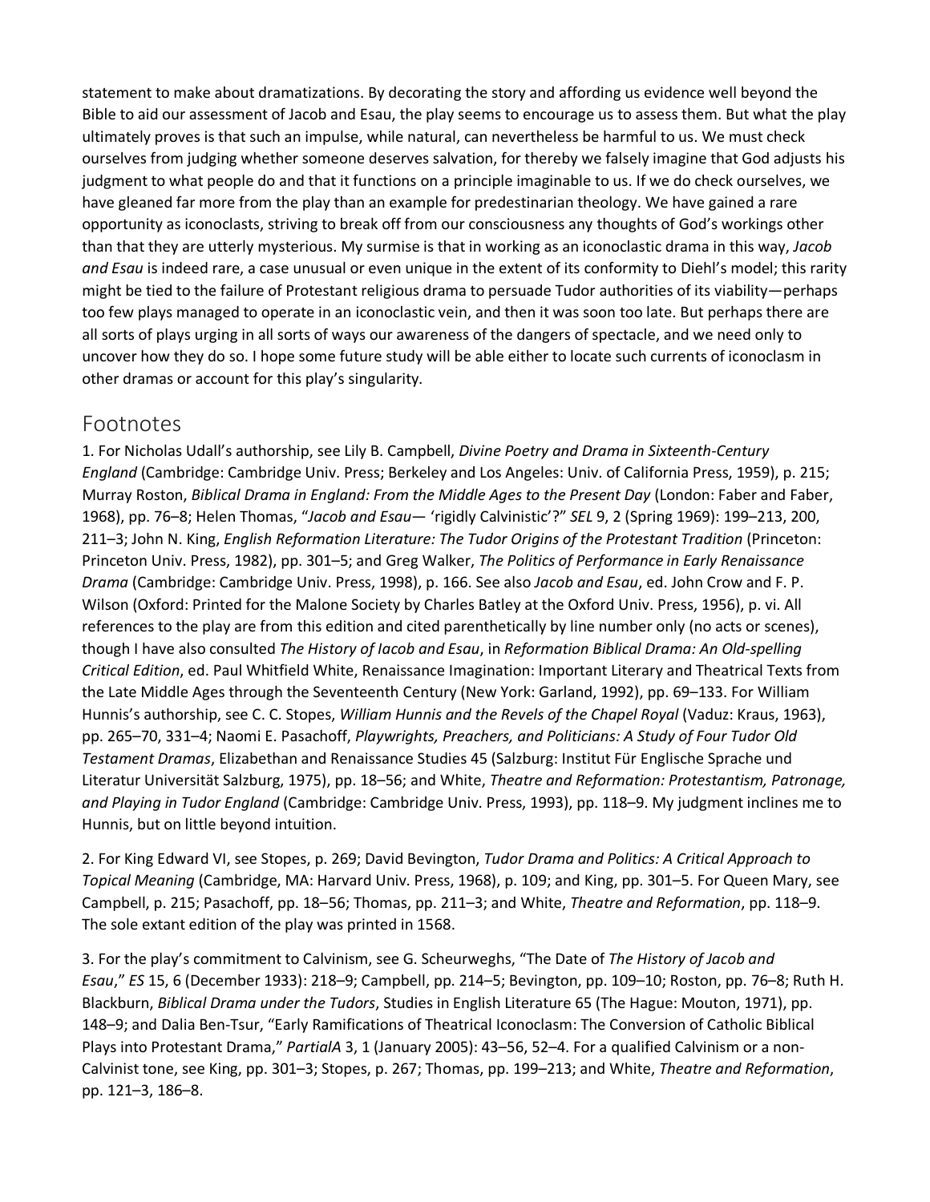statement to make about dramatizations. By decorating the story and affording us evidence well beyond the Bible to aid our assessment of Jacob and Esau, the play seems to encourage us to assess them. But what the play ultimately proves is that such an impulse, while natural, can nevertheless be harmful to us. We must check ourselves from judging whether someone deserves salvation, for thereby we falsely imagine that God adjusts his judgment to what people do and that it functions on a principle imaginable to us. If we do check ourselves, we have gleaned far more from the play than an example for predestinarian theology. We have gained a rare opportunity as iconoclasts, striving to break off from our consciousness any thoughts of God's workings other than that they are utterly mysterious. My surmise is that in working as an iconoclastic drama in this way, *Jacob and Esau* is indeed rare, a case unusual or even unique in the extent of its conformity to Diehl's model; this rarity might be tied to the failure of Protestant religious drama to persuade Tudor authorities of its viability—perhaps too few plays managed to operate in an iconoclastic vein, and then it was soon too late. But perhaps there are all sorts of plays urging in all sorts of ways our awareness of the dangers of spectacle, and we need only to uncover how they do so. I hope some future study will be able either to locate such currents of iconoclasm in other dramas or account for this play's singularity.

## Footnotes

1. For Nicholas Udall's authorship, see Lily B. Campbell, *Divine Poetry and Drama in Sixteenth-Century England* (Cambridge: Cambridge Univ. Press; Berkeley and Los Angeles: Univ. of California Press, 1959), p. 215; Murray Roston, *Biblical Drama in England: From the Middle Ages to the Present Day* (London: Faber and Faber, 1968), pp. 76–8; Helen Thomas, "*Jacob and Esau*— 'rigidly Calvinistic'?" *SEL* 9, 2 (Spring 1969): 199–213, 200, 211–3; John N. King, *English Reformation Literature: The Tudor Origins of the Protestant Tradition* (Princeton: Princeton Univ. Press, 1982), pp. 301–5; and Greg Walker, *The Politics of Performance in Early Renaissance Drama* (Cambridge: Cambridge Univ. Press, 1998), p. 166. See also *Jacob and Esau*, ed. John Crow and F. P. Wilson (Oxford: Printed for the Malone Society by Charles Batley at the Oxford Univ. Press, 1956), p. vi. All references to the play are from this edition and cited parenthetically by line number only (no acts or scenes), though I have also consulted *The History of Iacob and Esau*, in *Reformation Biblical Drama: An Old-spelling Critical Edition*, ed. Paul Whitfield White, Renaissance Imagination: Important Literary and Theatrical Texts from the Late Middle Ages through the Seventeenth Century (New York: Garland, 1992), pp. 69–133. For William Hunnis's authorship, see C. C. Stopes, *William Hunnis and the Revels of the Chapel Royal* (Vaduz: Kraus, 1963), pp. 265–70, 331–4; Naomi E. Pasachoff, *Playwrights, Preachers, and Politicians: A Study of Four Tudor Old Testament Dramas*, Elizabethan and Renaissance Studies 45 (Salzburg: Institut Für Englische Sprache und Literatur Universität Salzburg, 1975), pp. 18–56; and White, *Theatre and Reformation: Protestantism, Patronage, and Playing in Tudor England* (Cambridge: Cambridge Univ. Press, 1993), pp. 118–9. My judgment inclines me to Hunnis, but on little beyond intuition.

2. For King Edward VI, see Stopes, p. 269; David Bevington, *Tudor Drama and Politics: A Critical Approach to Topical Meaning* (Cambridge, MA: Harvard Univ. Press, 1968), p. 109; and King, pp. 301–5. For Queen Mary, see Campbell, p. 215; Pasachoff, pp. 18–56; Thomas, pp. 211–3; and White, *Theatre and Reformation*, pp. 118–9. The sole extant edition of the play was printed in 1568.

3. For the play's commitment to Calvinism, see G. Scheurweghs, "The Date of *The History of Jacob and Esau*," *ES* 15, 6 (December 1933): 218–9; Campbell, pp. 214–5; Bevington, pp. 109–10; Roston, pp. 76–8; Ruth H. Blackburn, *Biblical Drama under the Tudors*, Studies in English Literature 65 (The Hague: Mouton, 1971), pp. 148–9; and Dalia Ben-Tsur, "Early Ramifications of Theatrical Iconoclasm: The Conversion of Catholic Biblical Plays into Protestant Drama," *PartialA* 3, 1 (January 2005): 43–56, 52–4. For a qualified Calvinism or a non-Calvinist tone, see King, pp. 301–3; Stopes, p. 267; Thomas, pp. 199–213; and White, *Theatre and Reformation*, pp. 121–3, 186–8.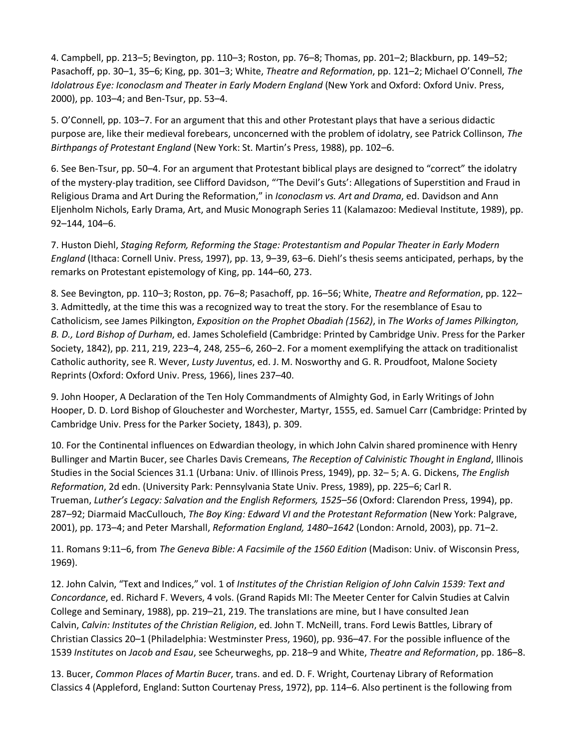4. Campbell, pp. 213–5; Bevington, pp. 110–3; Roston, pp. 76–8; Thomas, pp. 201–2; Blackburn, pp. 149–52; Pasachoff, pp. 30–1, 35–6; King, pp. 301–3; White, *Theatre and Reformation*, pp. 121–2; Michael O'Connell, *The Idolatrous Eye: Iconoclasm and Theater in Early Modern England* (New York and Oxford: Oxford Univ. Press, 2000), pp. 103–4; and Ben-Tsur, pp. 53–4.

5. O'Connell, pp. 103–7. For an argument that this and other Protestant plays that have a serious didactic purpose are, like their medieval forebears, unconcerned with the problem of idolatry, see Patrick Collinson, *The Birthpangs of Protestant England* (New York: St. Martin's Press, 1988), pp. 102–6.

6. See Ben-Tsur, pp. 50–4. For an argument that Protestant biblical plays are designed to "correct" the idolatry of the mystery-play tradition, see Clifford Davidson, "'The Devil's Guts': Allegations of Superstition and Fraud in Religious Drama and Art During the Reformation," in *Iconoclasm vs. Art and Drama*, ed. Davidson and Ann Eljenholm Nichols, Early Drama, Art, and Music Monograph Series 11 (Kalamazoo: Medieval Institute, 1989), pp. 92–144, 104–6.

7. Huston Diehl, *Staging Reform, Reforming the Stage: Protestantism and Popular Theater in Early Modern England* (Ithaca: Cornell Univ. Press, 1997), pp. 13, 9–39, 63–6. Diehl's thesis seems anticipated, perhaps, by the remarks on Protestant epistemology of King, pp. 144–60, 273.

8. See Bevington, pp. 110–3; Roston, pp. 76–8; Pasachoff, pp. 16–56; White, *Theatre and Reformation*, pp. 122–3. Admittedly, at the time this was a recognized way to treat the story. For the resemblance of Esau to Catholicism, see James Pilkington, *Exposition on the Prophet Obadiah (1562)*, in *The Works of James Pilkington, B. D., Lord Bishop of Durham*, ed. James Scholefield (Cambridge: Printed by Cambridge Univ. Press for the Parker Society, 1842), pp. 211, 219, 223–4, 248, 255–6, 260–2. For a moment exemplifying the attack on traditionalist Catholic authority, see R. Wever, *Lusty Juventus*, ed. J. M. Nosworthy and G. R. Proudfoot, Malone Society Reprints (Oxford: Oxford Univ. Press, 1966), lines 237–40.

9. John Hooper, A Declaration of the Ten Holy Commandments of Almighty God, in Early Writings of John Hooper, D. D. Lord Bishop of Glouchester and Worchester, Martyr, 1555, ed. Samuel Carr (Cambridge: Printed by Cambridge Univ. Press for the Parker Society, 1843), p. 309.

10. For the Continental influences on Edwardian theology, in which John Calvin shared prominence with Henry Bullinger and Martin Bucer, see Charles Davis Cremeans, *The Reception of Calvinistic Thought in England*, Illinois Studies in the Social Sciences 31.1 (Urbana: Univ. of Illinois Press, 1949), pp. 32– 5; A. G. Dickens, *The English Reformation*, 2d edn. (University Park: Pennsylvania State Univ. Press, 1989), pp. 225–6; Carl R. Trueman, *Luther's Legacy: Salvation and the English Reformers, 1525–56* (Oxford: Clarendon Press, 1994), pp. 287–92; Diarmaid MacCulloch, *The Boy King: Edward VI and the Protestant Reformation* (New York: Palgrave, 2001), pp. 173–4; and Peter Marshall, *Reformation England, 1480–1642* (London: Arnold, 2003), pp. 71–2.

11. Romans 9:11–6, from *The Geneva Bible: A Facsimile of the 1560 Edition* (Madison: Univ. of Wisconsin Press, 1969).

12. John Calvin, "Text and Indices," vol. 1 of *Institutes of the Christian Religion of John Calvin 1539: Text and Concordance*, ed. Richard F. Wevers, 4 vols. (Grand Rapids MI: The Meeter Center for Calvin Studies at Calvin College and Seminary, 1988), pp. 219–21, 219. The translations are mine, but I have consulted Jean Calvin, *Calvin: Institutes of the Christian Religion*, ed. John T. McNeill, trans. Ford Lewis Battles, Library of Christian Classics 20–1 (Philadelphia: Westminster Press, 1960), pp. 936–47. For the possible influence of the 1539 *Institutes* on *Jacob and Esau*, see Scheurweghs, pp. 218–9 and White, *Theatre and Reformation*, pp. 186–8.

13. Bucer, *Common Places of Martin Bucer*, trans. and ed. D. F. Wright, Courtenay Library of Reformation Classics 4 (Appleford, England: Sutton Courtenay Press, 1972), pp. 114–6. Also pertinent is the following from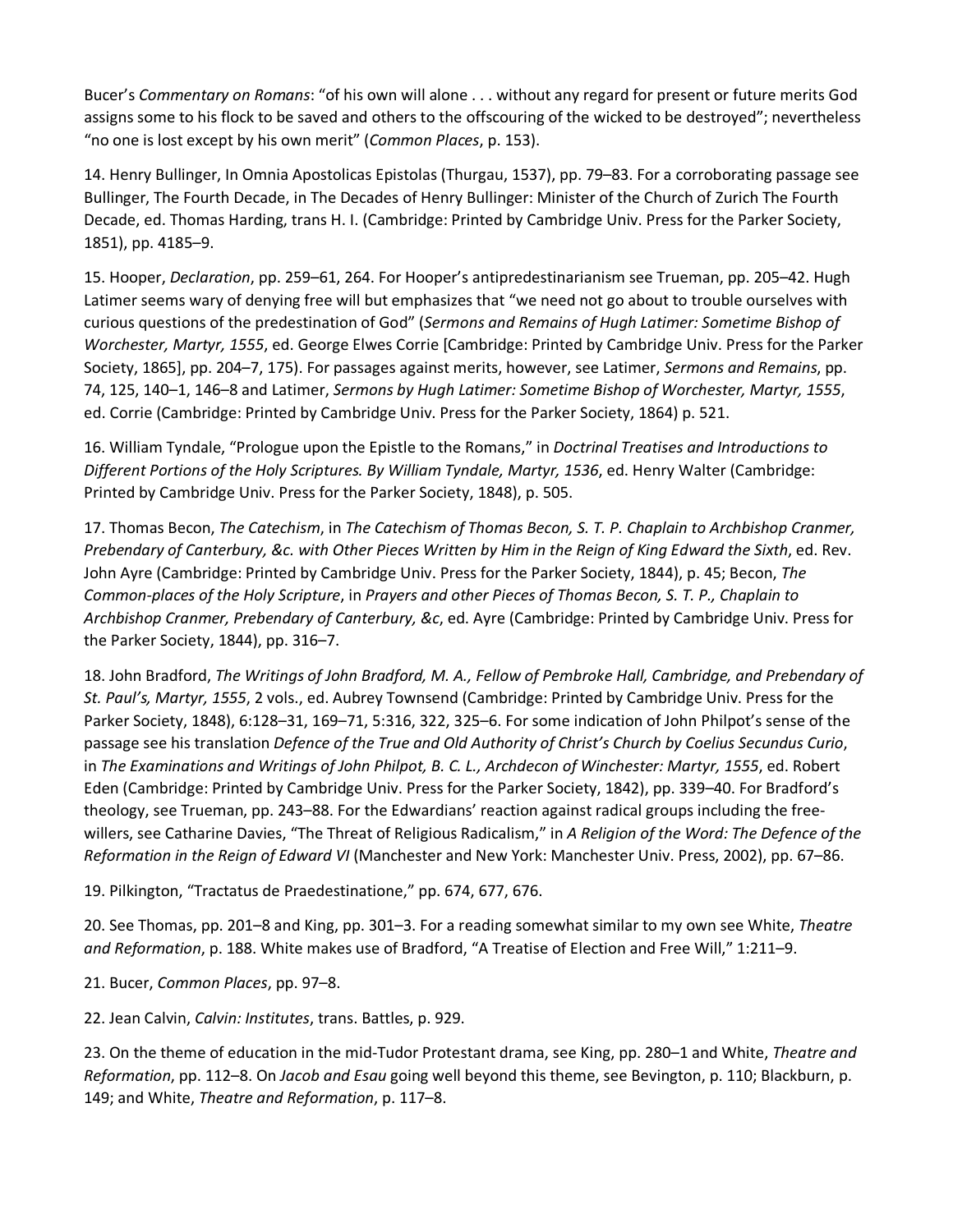Bucer's *Commentary on Romans*: "of his own will alone . . . without any regard for present or future merits God assigns some to his flock to be saved and others to the offscouring of the wicked to be destroyed"; nevertheless "no one is lost except by his own merit" (*Common Places*, p. 153).

14. Henry Bullinger, In Omnia Apostolicas Epistolas (Thurgau, 1537), pp. 79–83. For a corroborating passage see Bullinger, The Fourth Decade, in The Decades of Henry Bullinger: Minister of the Church of Zurich The Fourth Decade, ed. Thomas Harding, trans H. I. (Cambridge: Printed by Cambridge Univ. Press for the Parker Society, 1851), pp. 4185–9.

15. Hooper, *Declaration*, pp. 259–61, 264. For Hooper's antipredestinarianism see Trueman, pp. 205–42. Hugh Latimer seems wary of denying free will but emphasizes that "we need not go about to trouble ourselves with curious questions of the predestination of God" (*Sermons and Remains of Hugh Latimer: Sometime Bishop of Worchester, Martyr, 1555*, ed. George Elwes Corrie [Cambridge: Printed by Cambridge Univ. Press for the Parker Society, 1865], pp. 204–7, 175). For passages against merits, however, see Latimer, *Sermons and Remains*, pp. 74, 125, 140–1, 146–8 and Latimer, *Sermons by Hugh Latimer: Sometime Bishop of Worchester, Martyr, 1555*, ed. Corrie (Cambridge: Printed by Cambridge Univ. Press for the Parker Society, 1864) p. 521.

16. William Tyndale, "Prologue upon the Epistle to the Romans," in *Doctrinal Treatises and Introductions to Different Portions of the Holy Scriptures. By William Tyndale, Martyr, 1536*, ed. Henry Walter (Cambridge: Printed by Cambridge Univ. Press for the Parker Society, 1848), p. 505.

17. Thomas Becon, *The Catechism*, in *The Catechism of Thomas Becon, S. T. P. Chaplain to Archbishop Cranmer, Prebendary of Canterbury, &c. with Other Pieces Written by Him in the Reign of King Edward the Sixth*, ed. Rev. John Ayre (Cambridge: Printed by Cambridge Univ. Press for the Parker Society, 1844), p. 45; Becon, *The Common-places of the Holy Scripture*, in *Prayers and other Pieces of Thomas Becon, S. T. P., Chaplain to Archbishop Cranmer, Prebendary of Canterbury, &c*, ed. Ayre (Cambridge: Printed by Cambridge Univ. Press for the Parker Society, 1844), pp. 316–7.

18. John Bradford, *The Writings of John Bradford, M. A., Fellow of Pembroke Hall, Cambridge, and Prebendary of St. Paul's, Martyr, 1555*, 2 vols., ed. Aubrey Townsend (Cambridge: Printed by Cambridge Univ. Press for the Parker Society, 1848), 6:128–31, 169–71, 5:316, 322, 325–6. For some indication of John Philpot's sense of the passage see his translation *Defence of the True and Old Authority of Christ's Church by Coelius Secundus Curio*, in *The Examinations and Writings of John Philpot, B. C. L., Archdecon of Winchester: Martyr, 1555*, ed. Robert Eden (Cambridge: Printed by Cambridge Univ. Press for the Parker Society, 1842), pp. 339–40. For Bradford's theology, see Trueman, pp. 243–88. For the Edwardians' reaction against radical groups including the free-willers, see Catharine Davies, "The Threat of Religious Radicalism," in *A Religion of the Word: The Defence of the Reformation in the Reign of Edward VI* (Manchester and New York: Manchester Univ. Press, 2002), pp. 67–86.

19. Pilkington, "Tractatus de Praedestinatione," pp. 674, 677, 676.

20. See Thomas, pp. 201–8 and King, pp. 301–3. For a reading somewhat similar to my own see White, *Theatre and Reformation*, p. 188. White makes use of Bradford, "A Treatise of Election and Free Will," 1:211–9.

21. Bucer, *Common Places*, pp. 97–8.

22. Jean Calvin, *Calvin: Institutes*, trans. Battles, p. 929.

23. On the theme of education in the mid-Tudor Protestant drama, see King, pp. 280–1 and White, *Theatre and Reformation*, pp. 112–8. On *Jacob and Esau* going well beyond this theme, see Bevington, p. 110; Blackburn, p. 149; and White, *Theatre and Reformation*, p. 117–8.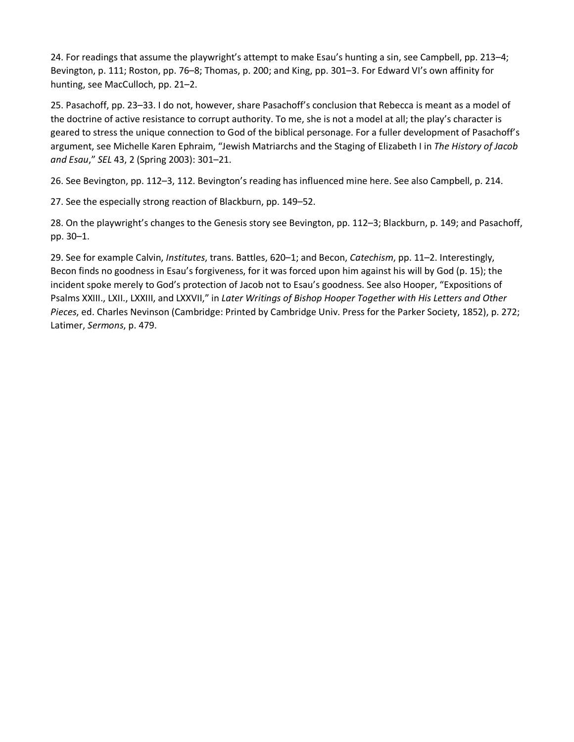24. For readings that assume the playwright's attempt to make Esau's hunting a sin, see Campbell, pp. 213–4; Bevington, p. 111; Roston, pp. 76–8; Thomas, p. 200; and King, pp. 301–3. For Edward VI's own affinity for hunting, see MacCulloch, pp. 21–2.

25. Pasachoff, pp. 23–33. I do not, however, share Pasachoff's conclusion that Rebecca is meant as a model of the doctrine of active resistance to corrupt authority. To me, she is not a model at all; the play's character is geared to stress the unique connection to God of the biblical personage. For a fuller development of Pasachoff's argument, see Michelle Karen Ephraim, "Jewish Matriarchs and the Staging of Elizabeth I in *The History of Jacob and Esau*," *SEL* 43, 2 (Spring 2003): 301–21.

26. See Bevington, pp. 112–3, 112. Bevington's reading has influenced mine here. See also Campbell, p. 214.

27. See the especially strong reaction of Blackburn, pp. 149–52.

28. On the playwright's changes to the Genesis story see Bevington, pp. 112–3; Blackburn, p. 149; and Pasachoff, pp. 30–1.

29. See for example Calvin, *Institutes*, trans. Battles, 620–1; and Becon, *Catechism*, pp. 11–2. Interestingly, Becon finds no goodness in Esau's forgiveness, for it was forced upon him against his will by God (p. 15); the incident spoke merely to God's protection of Jacob not to Esau's goodness. See also Hooper, "Expositions of Psalms XXIII., LXII., LXXIII, and LXXVII," in *Later Writings of Bishop Hooper Together with His Letters and Other Pieces*, ed. Charles Nevinson (Cambridge: Printed by Cambridge Univ. Press for the Parker Society, 1852), p. 272; Latimer, *Sermons*, p. 479.